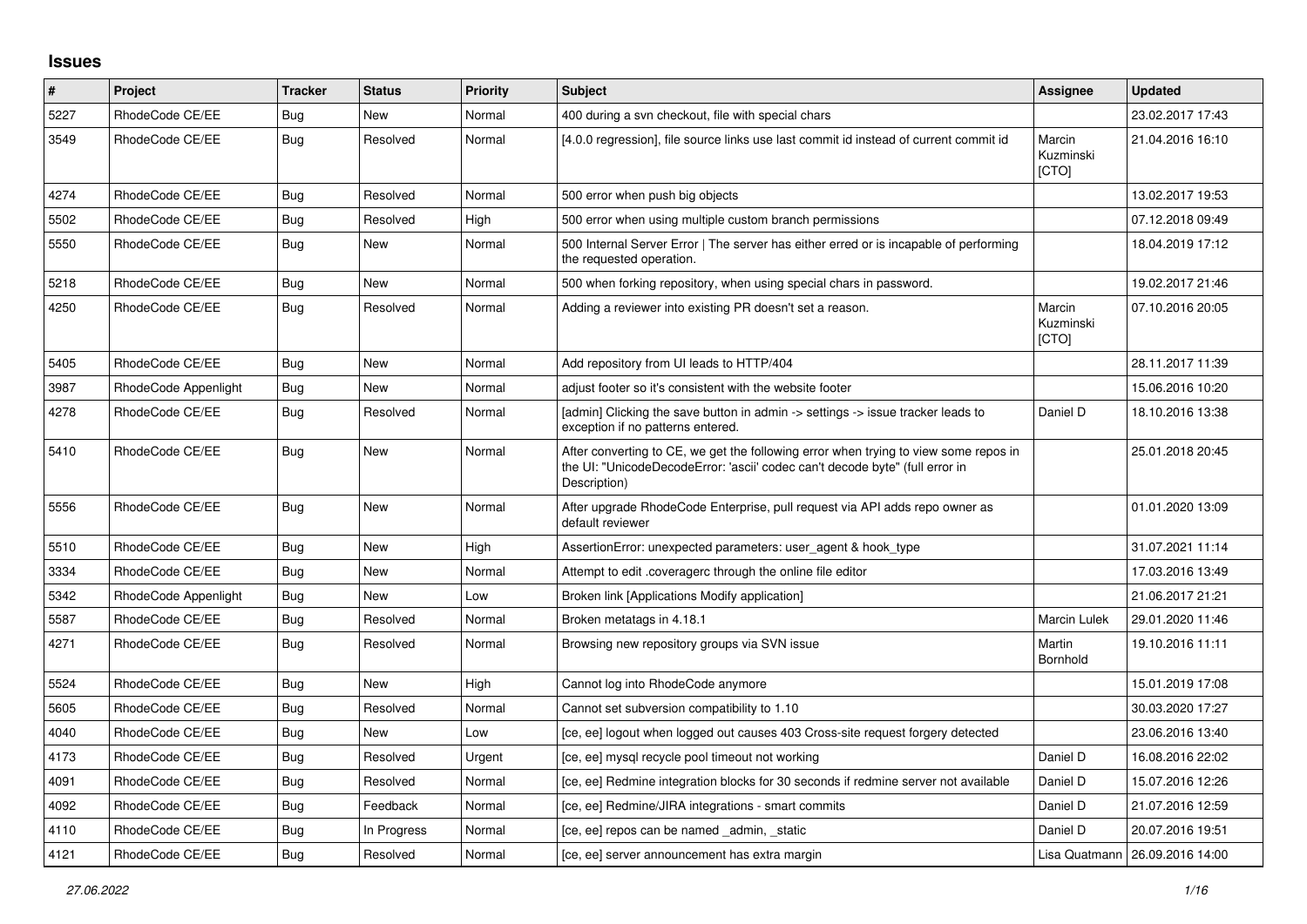# Issues

| # | Project | Tracker | Status | Priority | Subject | Assignee | Updated |
|---|---|---|---|---|---|---|---|
| 5227 | RhodeCode CE/EE | Bug | New | Normal | 400 during a svn checkout, file with special chars | | 23.02.2017 17:43 |
| 3549 | RhodeCode CE/EE | Bug | Resolved | Normal | [4.0.0 regression], file source links use last commit id instead of current commit id | Marcin Kuzminski [CTO] | 21.04.2016 16:10 |
| 4274 | RhodeCode CE/EE | Bug | Resolved | Normal | 500 error when push big objects | | 13.02.2017 19:53 |
| 5502 | RhodeCode CE/EE | Bug | Resolved | High | 500 error when using multiple custom branch permissions | | 07.12.2018 09:49 |
| 5550 | RhodeCode CE/EE | Bug | New | Normal | 500 Internal Server Error \| The server has either erred or is incapable of performing the requested operation. | | 18.04.2019 17:12 |
| 5218 | RhodeCode CE/EE | Bug | New | Normal | 500 when forking repository, when using special chars in password. | | 19.02.2017 21:46 |
| 4250 | RhodeCode CE/EE | Bug | Resolved | Normal | Adding a reviewer into existing PR doesn't set a reason. | Marcin Kuzminski [CTO] | 07.10.2016 20:05 |
| 5405 | RhodeCode CE/EE | Bug | New | Normal | Add repository from UI leads to HTTP/404 | | 28.11.2017 11:39 |
| 3987 | RhodeCode Appenlight | Bug | New | Normal | adjust footer so it's consistent with the website footer | | 15.06.2016 10:20 |
| 4278 | RhodeCode CE/EE | Bug | Resolved | Normal | [admin] Clicking the save button in admin -> settings -> issue tracker leads to exception if no patterns entered. | Daniel D | 18.10.2016 13:38 |
| 5410 | RhodeCode CE/EE | Bug | New | Normal | After converting to CE, we get the following error when trying to view some repos in the UI: "UnicodeDecodeError: 'ascii' codec can't decode byte" (full error in Description) | | 25.01.2018 20:45 |
| 5556 | RhodeCode CE/EE | Bug | New | Normal | After upgrade RhodeCode Enterprise, pull request via API adds repo owner as default reviewer | | 01.01.2020 13:09 |
| 5510 | RhodeCode CE/EE | Bug | New | High | AssertionError: unexpected parameters: user_agent & hook_type | | 31.07.2021 11:14 |
| 3334 | RhodeCode CE/EE | Bug | New | Normal | Attempt to edit .coveragerc through the online file editor | | 17.03.2016 13:49 |
| 5342 | RhodeCode Appenlight | Bug | New | Low | Broken link [Applications Modify application] | | 21.06.2017 21:21 |
| 5587 | RhodeCode CE/EE | Bug | Resolved | Normal | Broken metatags in 4.18.1 | Marcin Lulek | 29.01.2020 11:46 |
| 4271 | RhodeCode CE/EE | Bug | Resolved | Normal | Browsing new repository groups via SVN issue | Martin Bornhold | 19.10.2016 11:11 |
| 5524 | RhodeCode CE/EE | Bug | New | High | Cannot log into RhodeCode anymore | | 15.01.2019 17:08 |
| 5605 | RhodeCode CE/EE | Bug | Resolved | Normal | Cannot set subversion compatibility to 1.10 | | 30.03.2020 17:27 |
| 4040 | RhodeCode CE/EE | Bug | New | Low | [ce, ee] logout when logged out causes 403 Cross-site request forgery detected | | 23.06.2016 13:40 |
| 4173 | RhodeCode CE/EE | Bug | Resolved | Urgent | [ce, ee] mysql recycle pool timeout not working | Daniel D | 16.08.2016 22:02 |
| 4091 | RhodeCode CE/EE | Bug | Resolved | Normal | [ce, ee] Redmine integration blocks for 30 seconds if redmine server not available | Daniel D | 15.07.2016 12:26 |
| 4092 | RhodeCode CE/EE | Bug | Feedback | Normal | [ce, ee] Redmine/JIRA integrations - smart commits | Daniel D | 21.07.2016 12:59 |
| 4110 | RhodeCode CE/EE | Bug | In Progress | Normal | [ce, ee] repos can be named _admin, _static | Daniel D | 20.07.2016 19:51 |
| 4121 | RhodeCode CE/EE | Bug | Resolved | Normal | [ce, ee] server announcement has extra margin | Lisa Quatmann | 26.09.2016 14:00 |

*27.06.2022*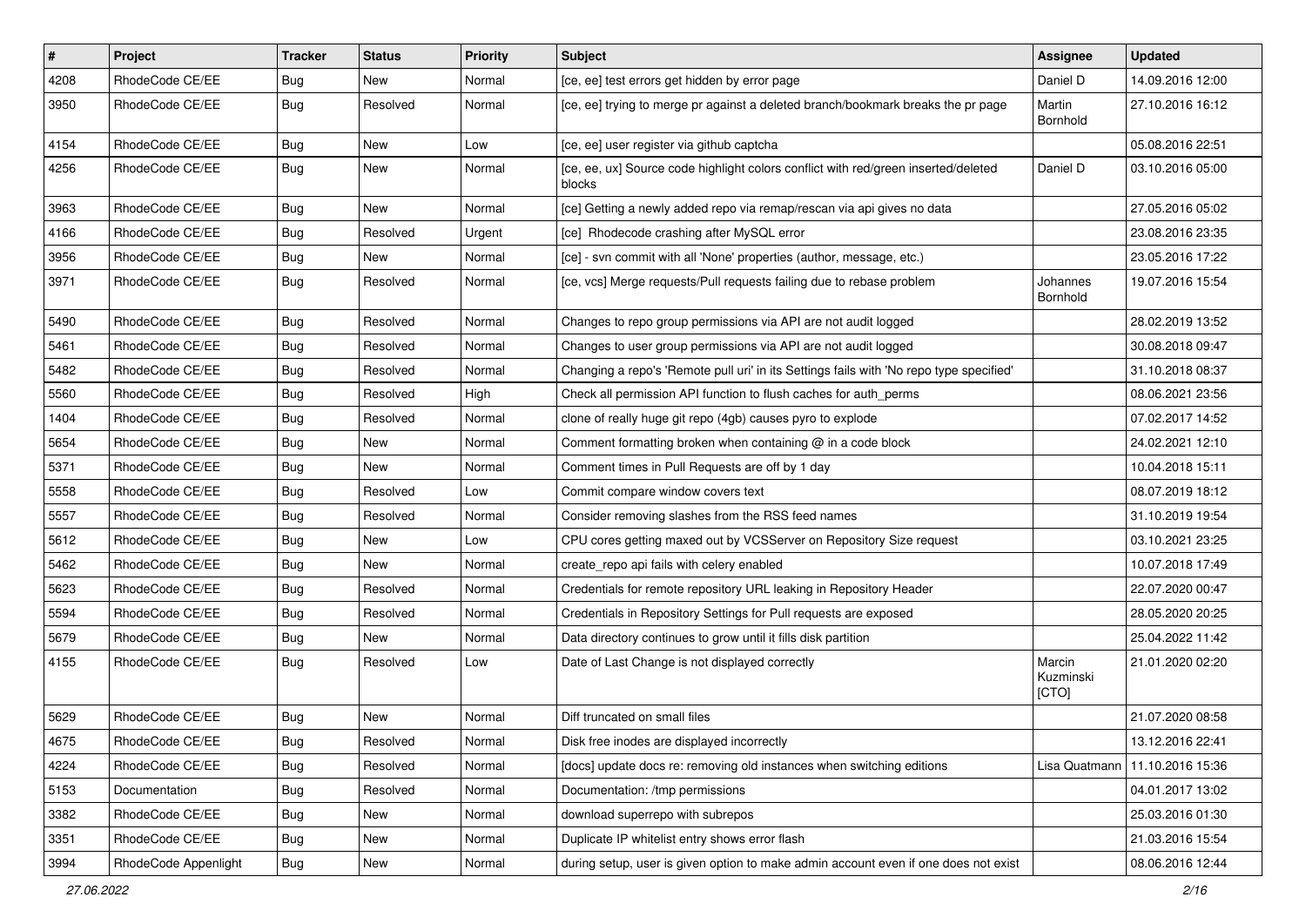| # | Project | Tracker | Status | Priority | Subject | Assignee | Updated |
|---|---|---|---|---|---|---|---|
| 4208 | RhodeCode CE/EE | Bug | New | Normal | [ce, ee] test errors get hidden by error page | Daniel D | 14.09.2016 12:00 |
| 3950 | RhodeCode CE/EE | Bug | Resolved | Normal | [ce, ee] trying to merge pr against a deleted branch/bookmark breaks the pr page | Martin Bornhold | 27.10.2016 16:12 |
| 4154 | RhodeCode CE/EE | Bug | New | Low | [ce, ee] user register via github captcha | | 05.08.2016 22:51 |
| 4256 | RhodeCode CE/EE | Bug | New | Normal | [ce, ee, ux] Source code highlight colors conflict with red/green inserted/deleted blocks | Daniel D | 03.10.2016 05:00 |
| 3963 | RhodeCode CE/EE | Bug | New | Normal | [ce] Getting a newly added repo via remap/rescan via api gives no data | | 27.05.2016 05:02 |
| 4166 | RhodeCode CE/EE | Bug | Resolved | Urgent | [ce] Rhodecode crashing after MySQL error | | 23.08.2016 23:35 |
| 3956 | RhodeCode CE/EE | Bug | New | Normal | [ce] - svn commit with all 'None' properties (author, message, etc.) | | 23.05.2016 17:22 |
| 3971 | RhodeCode CE/EE | Bug | Resolved | Normal | [ce, vcs] Merge requests/Pull requests failing due to rebase problem | Johannes Bornhold | 19.07.2016 15:54 |
| 5490 | RhodeCode CE/EE | Bug | Resolved | Normal | Changes to repo group permissions via API are not audit logged | | 28.02.2019 13:52 |
| 5461 | RhodeCode CE/EE | Bug | Resolved | Normal | Changes to user group permissions via API are not audit logged | | 30.08.2018 09:47 |
| 5482 | RhodeCode CE/EE | Bug | Resolved | Normal | Changing a repo's 'Remote pull uri' in its Settings fails with 'No repo type specified' | | 31.10.2018 08:37 |
| 5560 | RhodeCode CE/EE | Bug | Resolved | High | Check all permission API function to flush caches for auth_perms | | 08.06.2021 23:56 |
| 1404 | RhodeCode CE/EE | Bug | Resolved | Normal | clone of really huge git repo (4gb) causes pyro to explode | | 07.02.2017 14:52 |
| 5654 | RhodeCode CE/EE | Bug | New | Normal | Comment formatting broken when containing @ in a code block | | 24.02.2021 12:10 |
| 5371 | RhodeCode CE/EE | Bug | New | Normal | Comment times in Pull Requests are off by 1 day | | 10.04.2018 15:11 |
| 5558 | RhodeCode CE/EE | Bug | Resolved | Low | Commit compare window covers text | | 08.07.2019 18:12 |
| 5557 | RhodeCode CE/EE | Bug | Resolved | Normal | Consider removing slashes from the RSS feed names | | 31.10.2019 19:54 |
| 5612 | RhodeCode CE/EE | Bug | New | Low | CPU cores getting maxed out by VCSServer on Repository Size request | | 03.10.2021 23:25 |
| 5462 | RhodeCode CE/EE | Bug | New | Normal | create_repo api fails with celery enabled | | 10.07.2018 17:49 |
| 5623 | RhodeCode CE/EE | Bug | Resolved | Normal | Credentials for remote repository URL leaking in Repository Header | | 22.07.2020 00:47 |
| 5594 | RhodeCode CE/EE | Bug | Resolved | Normal | Credentials in Repository Settings for Pull requests are exposed | | 28.05.2020 20:25 |
| 5679 | RhodeCode CE/EE | Bug | New | Normal | Data directory continues to grow until it fills disk partition | | 25.04.2022 11:42 |
| 4155 | RhodeCode CE/EE | Bug | Resolved | Low | Date of Last Change is not displayed correctly | Marcin Kuzminski [CTO] | 21.01.2020 02:20 |
| 5629 | RhodeCode CE/EE | Bug | New | Normal | Diff truncated on small files | | 21.07.2020 08:58 |
| 4675 | RhodeCode CE/EE | Bug | Resolved | Normal | Disk free inodes are displayed incorrectly | | 13.12.2016 22:41 |
| 4224 | RhodeCode CE/EE | Bug | Resolved | Normal | [docs] update docs re: removing old instances when switching editions | Lisa Quatmann | 11.10.2016 15:36 |
| 5153 | Documentation | Bug | Resolved | Normal | Documentation: /tmp permissions | | 04.01.2017 13:02 |
| 3382 | RhodeCode CE/EE | Bug | New | Normal | download superrepo with subrepos | | 25.03.2016 01:30 |
| 3351 | RhodeCode CE/EE | Bug | New | Normal | Duplicate IP whitelist entry shows error flash | | 21.03.2016 15:54 |
| 3994 | RhodeCode Appenlight | Bug | New | Normal | during setup, user is given option to make admin account even if one does not exist | | 08.06.2016 12:44 |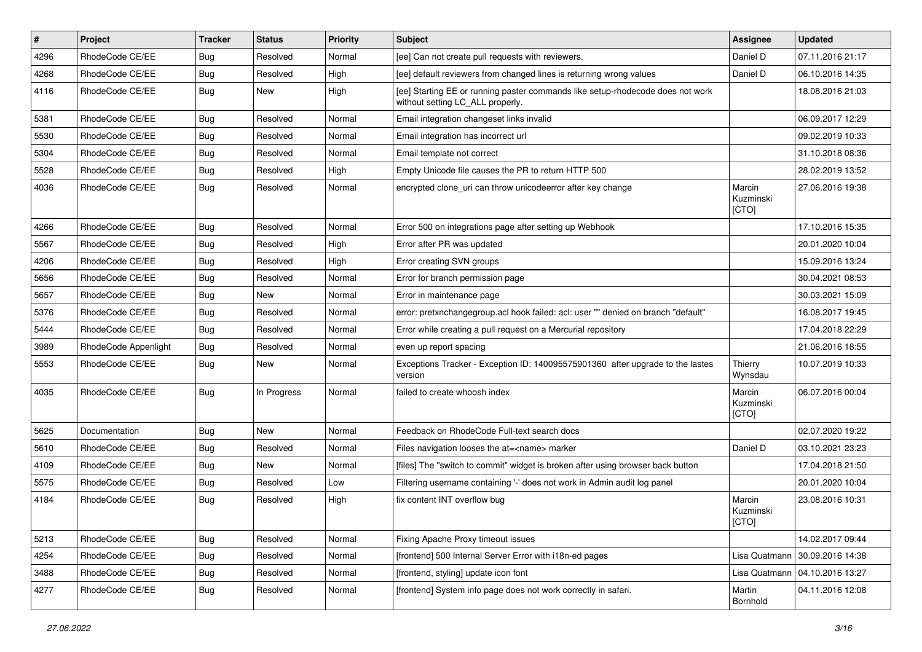| # | Project | Tracker | Status | Priority | Subject | Assignee | Updated |
|---|---|---|---|---|---|---|---|
| 4296 | RhodeCode CE/EE | Bug | Resolved | Normal | [ee] Can not create pull requests with reviewers. | Daniel D | 07.11.2016 21:17 |
| 4268 | RhodeCode CE/EE | Bug | Resolved | High | [ee] default reviewers from changed lines is returning wrong values | Daniel D | 06.10.2016 14:35 |
| 4116 | RhodeCode CE/EE | Bug | New | High | [ee] Starting EE or running paster commands like setup-rhodecode does not work without setting LC_ALL properly. | | 18.08.2016 21:03 |
| 5381 | RhodeCode CE/EE | Bug | Resolved | Normal | Email integration changeset links invalid | | 06.09.2017 12:29 |
| 5530 | RhodeCode CE/EE | Bug | Resolved | Normal | Email integration has incorrect url | | 09.02.2019 10:33 |
| 5304 | RhodeCode CE/EE | Bug | Resolved | Normal | Email template not correct | | 31.10.2018 08:36 |
| 5528 | RhodeCode CE/EE | Bug | Resolved | High | Empty Unicode file causes the PR to return HTTP 500 | | 28.02.2019 13:52 |
| 4036 | RhodeCode CE/EE | Bug | Resolved | Normal | encrypted clone_uri can throw unicodeerror after key change | Marcin Kuzminski [CTO] | 27.06.2016 19:38 |
| 4266 | RhodeCode CE/EE | Bug | Resolved | Normal | Error 500 on integrations page after setting up Webhook | | 17.10.2016 15:35 |
| 5567 | RhodeCode CE/EE | Bug | Resolved | High | Error after PR was updated | | 20.01.2020 10:04 |
| 4206 | RhodeCode CE/EE | Bug | Resolved | High | Error creating SVN groups | | 15.09.2016 13:24 |
| 5656 | RhodeCode CE/EE | Bug | Resolved | Normal | Error for branch permission page | | 30.04.2021 08:53 |
| 5657 | RhodeCode CE/EE | Bug | New | Normal | Error in maintenance page | | 30.03.2021 15:09 |
| 5376 | RhodeCode CE/EE | Bug | Resolved | Normal | error: pretxnchangegroup.acl hook failed: acl: user "" denied on branch "default" | | 16.08.2017 19:45 |
| 5444 | RhodeCode CE/EE | Bug | Resolved | Normal | Error while creating a pull request on a Mercurial repository | | 17.04.2018 22:29 |
| 3989 | RhodeCode Appenlight | Bug | Resolved | Normal | even up report spacing | | 21.06.2016 18:55 |
| 5553 | RhodeCode CE/EE | Bug | New | Normal | Exceptions Tracker - Exception ID: 140095575901360 after upgrade to the lastes version | Thierry Wynsdau | 10.07.2019 10:33 |
| 4035 | RhodeCode CE/EE | Bug | In Progress | Normal | failed to create whoosh index | Marcin Kuzminski [CTO] | 06.07.2016 00:04 |
| 5625 | Documentation | Bug | New | Normal | Feedback on RhodeCode Full-text search docs | | 02.07.2020 19:22 |
| 5610 | RhodeCode CE/EE | Bug | Resolved | Normal | Files navigation looses the at=<name> marker | Daniel D | 03.10.2021 23:23 |
| 4109 | RhodeCode CE/EE | Bug | New | Normal | [files] The "switch to commit" widget is broken after using browser back button | | 17.04.2018 21:50 |
| 5575 | RhodeCode CE/EE | Bug | Resolved | Low | Filtering username containing '-' does not work in Admin audit log panel | | 20.01.2020 10:04 |
| 4184 | RhodeCode CE/EE | Bug | Resolved | High | fix content INT overflow bug | Marcin Kuzminski [CTO] | 23.08.2016 10:31 |
| 5213 | RhodeCode CE/EE | Bug | Resolved | Normal | Fixing Apache Proxy timeout issues | | 14.02.2017 09:44 |
| 4254 | RhodeCode CE/EE | Bug | Resolved | Normal | [frontend] 500 Internal Server Error with i18n-ed pages | Lisa Quatmann | 30.09.2016 14:38 |
| 3488 | RhodeCode CE/EE | Bug | Resolved | Normal | [frontend, styling] update icon font | Lisa Quatmann | 04.10.2016 13:27 |
| 4277 | RhodeCode CE/EE | Bug | Resolved | Normal | [frontend] System info page does not work correctly in safari. | Martin Bornhold | 04.11.2016 12:08 |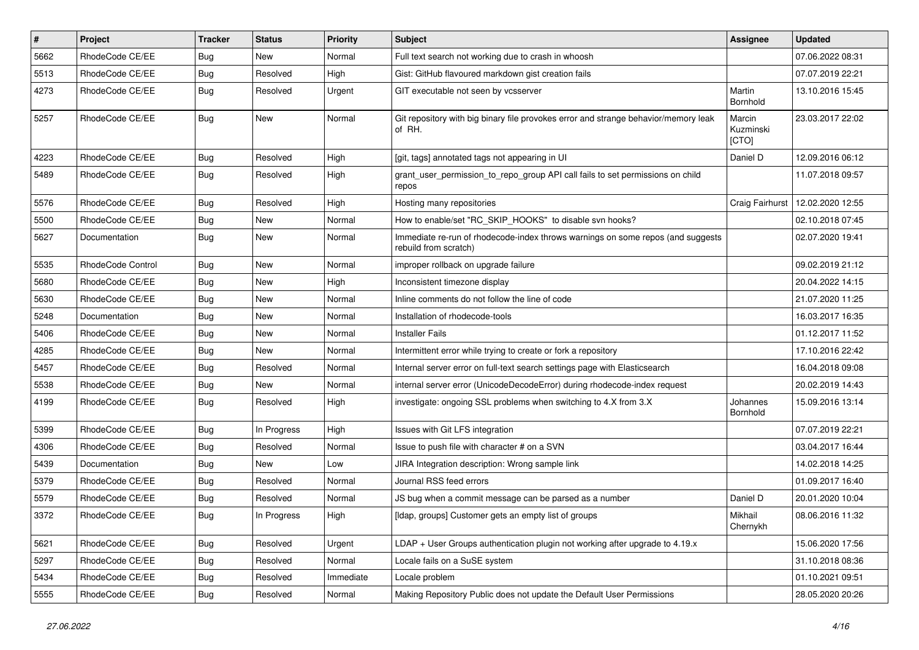| # | Project | Tracker | Status | Priority | Subject | Assignee | Updated |
| --- | --- | --- | --- | --- | --- | --- | --- |
| 5662 | RhodeCode CE/EE | Bug | New | Normal | Full text search not working due to crash in whoosh | | 07.06.2022 08:31 |
| 5513 | RhodeCode CE/EE | Bug | Resolved | High | Gist: GitHub flavoured markdown gist creation fails | | 07.07.2019 22:21 |
| 4273 | RhodeCode CE/EE | Bug | Resolved | Urgent | GIT executable not seen by vcsserver | Martin Bornhold | 13.10.2016 15:45 |
| 5257 | RhodeCode CE/EE | Bug | New | Normal | Git repository with big binary file provokes error and strange behavior/memory leak of RH. | Marcin Kuzminski [CTO] | 23.03.2017 22:02 |
| 4223 | RhodeCode CE/EE | Bug | Resolved | High | [git, tags] annotated tags not appearing in UI | Daniel D | 12.09.2016 06:12 |
| 5489 | RhodeCode CE/EE | Bug | Resolved | High | grant_user_permission_to_repo_group API call fails to set permissions on child repos | | 11.07.2018 09:57 |
| 5576 | RhodeCode CE/EE | Bug | Resolved | High | Hosting many repositories | Craig Fairhurst | 12.02.2020 12:55 |
| 5500 | RhodeCode CE/EE | Bug | New | Normal | How to enable/set "RC_SKIP_HOOKS" to disable svn hooks? | | 02.10.2018 07:45 |
| 5627 | Documentation | Bug | New | Normal | Immediate re-run of rhodecode-index throws warnings on some repos (and suggests rebuild from scratch) | | 02.07.2020 19:41 |
| 5535 | RhodeCode Control | Bug | New | Normal | improper rollback on upgrade failure | | 09.02.2019 21:12 |
| 5680 | RhodeCode CE/EE | Bug | New | High | Inconsistent timezone display | | 20.04.2022 14:15 |
| 5630 | RhodeCode CE/EE | Bug | New | Normal | Inline comments do not follow the line of code | | 21.07.2020 11:25 |
| 5248 | Documentation | Bug | New | Normal | Installation of rhodecode-tools | | 16.03.2017 16:35 |
| 5406 | RhodeCode CE/EE | Bug | New | Normal | Installer Fails | | 01.12.2017 11:52 |
| 4285 | RhodeCode CE/EE | Bug | New | Normal | Intermittent error while trying to create or fork a repository | | 17.10.2016 22:42 |
| 5457 | RhodeCode CE/EE | Bug | Resolved | Normal | Internal server error on full-text search settings page with Elasticsearch | | 16.04.2018 09:08 |
| 5538 | RhodeCode CE/EE | Bug | New | Normal | internal server error (UnicodeDecodeError) during rhodecode-index request | | 20.02.2019 14:43 |
| 4199 | RhodeCode CE/EE | Bug | Resolved | High | investigate: ongoing SSL problems when switching to 4.X from 3.X | Johannes Bornhold | 15.09.2016 13:14 |
| 5399 | RhodeCode CE/EE | Bug | In Progress | High | Issues with Git LFS integration | | 07.07.2019 22:21 |
| 4306 | RhodeCode CE/EE | Bug | Resolved | Normal | Issue to push file with character # on a SVN | | 03.04.2017 16:44 |
| 5439 | Documentation | Bug | New | Low | JIRA Integration description: Wrong sample link | | 14.02.2018 14:25 |
| 5379 | RhodeCode CE/EE | Bug | Resolved | Normal | Journal RSS feed errors | | 01.09.2017 16:40 |
| 5579 | RhodeCode CE/EE | Bug | Resolved | Normal | JS bug when a commit message can be parsed as a number | Daniel D | 20.01.2020 10:04 |
| 3372 | RhodeCode CE/EE | Bug | In Progress | High | [ldap, groups] Customer gets an empty list of groups | Mikhail Chernykh | 08.06.2016 11:32 |
| 5621 | RhodeCode CE/EE | Bug | Resolved | Urgent | LDAP + User Groups authentication plugin not working after upgrade to 4.19.x | | 15.06.2020 17:56 |
| 5297 | RhodeCode CE/EE | Bug | Resolved | Normal | Locale fails on a SuSE system | | 31.10.2018 08:36 |
| 5434 | RhodeCode CE/EE | Bug | Resolved | Immediate | Locale problem | | 01.10.2021 09:51 |
| 5555 | RhodeCode CE/EE | Bug | Resolved | Normal | Making Repository Public does not update the Default User Permissions | | 28.05.2020 20:26 |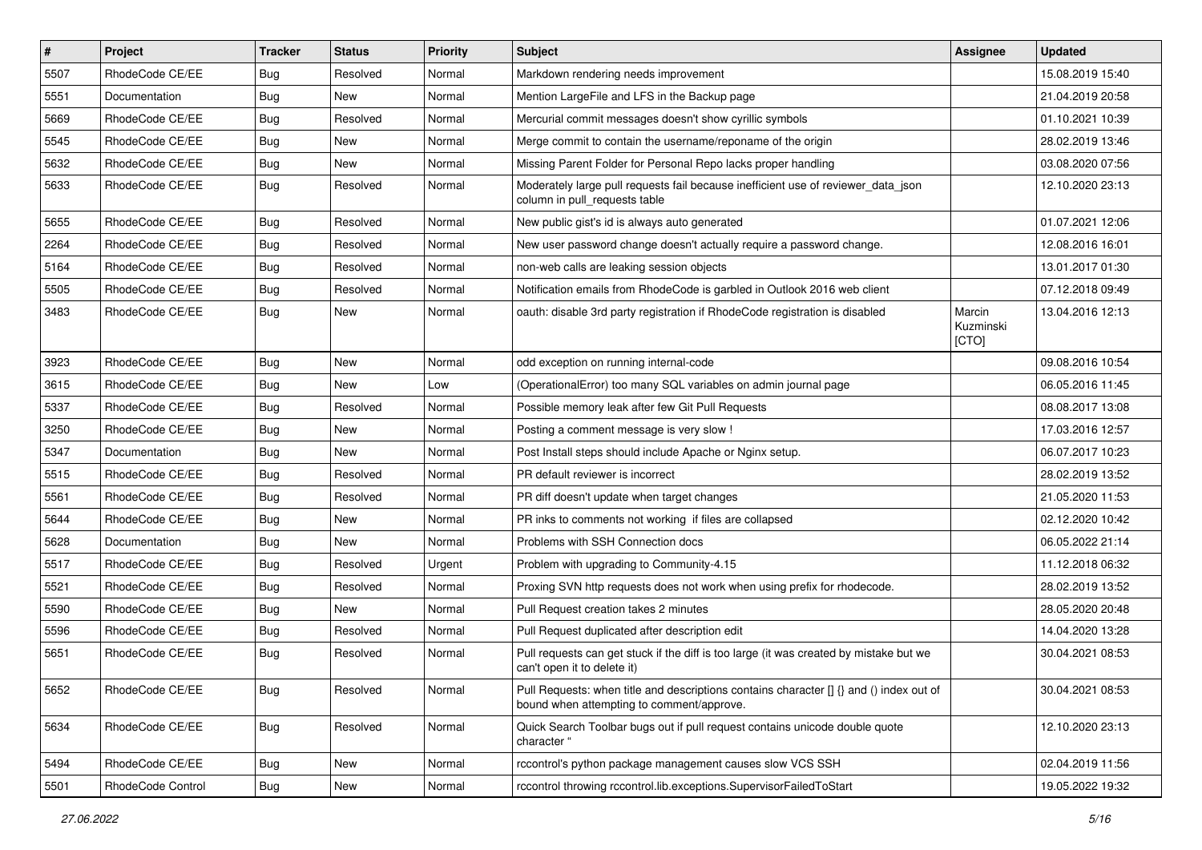| # | Project | Tracker | Status | Priority | Subject | Assignee | Updated |
|---|---|---|---|---|---|---|---|
| 5507 | RhodeCode CE/EE | Bug | Resolved | Normal | Markdown rendering needs improvement | | 15.08.2019 15:40 |
| 5551 | Documentation | Bug | New | Normal | Mention LargeFile and LFS in the Backup page | | 21.04.2019 20:58 |
| 5669 | RhodeCode CE/EE | Bug | Resolved | Normal | Mercurial commit messages doesn't show cyrillic symbols | | 01.10.2021 10:39 |
| 5545 | RhodeCode CE/EE | Bug | New | Normal | Merge commit to contain the username/reponame of the origin | | 28.02.2019 13:46 |
| 5632 | RhodeCode CE/EE | Bug | New | Normal | Missing Parent Folder for Personal Repo lacks proper handling | | 03.08.2020 07:56 |
| 5633 | RhodeCode CE/EE | Bug | Resolved | Normal | Moderately large pull requests fail because inefficient use of reviewer_data_json column in pull_requests table | | 12.10.2020 23:13 |
| 5655 | RhodeCode CE/EE | Bug | Resolved | Normal | New public gist's id is always auto generated | | 01.07.2021 12:06 |
| 2264 | RhodeCode CE/EE | Bug | Resolved | Normal | New user password change doesn't actually require a password change. | | 12.08.2016 16:01 |
| 5164 | RhodeCode CE/EE | Bug | Resolved | Normal | non-web calls are leaking session objects | | 13.01.2017 01:30 |
| 5505 | RhodeCode CE/EE | Bug | Resolved | Normal | Notification emails from RhodeCode is garbled in Outlook 2016 web client | | 07.12.2018 09:49 |
| 3483 | RhodeCode CE/EE | Bug | New | Normal | oauth: disable 3rd party registration if RhodeCode registration is disabled | Marcin Kuzminski [CTO] | 13.04.2016 12:13 |
| 3923 | RhodeCode CE/EE | Bug | New | Normal | odd exception on running internal-code | | 09.08.2016 10:54 |
| 3615 | RhodeCode CE/EE | Bug | New | Low | (OperationalError) too many SQL variables on admin journal page | | 06.05.2016 11:45 |
| 5337 | RhodeCode CE/EE | Bug | Resolved | Normal | Possible memory leak after few Git Pull Requests | | 08.08.2017 13:08 |
| 3250 | RhodeCode CE/EE | Bug | New | Normal | Posting a comment message is very slow ! | | 17.03.2016 12:57 |
| 5347 | Documentation | Bug | New | Normal | Post Install steps should include Apache or Nginx setup. | | 06.07.2017 10:23 |
| 5515 | RhodeCode CE/EE | Bug | Resolved | Normal | PR default reviewer is incorrect | | 28.02.2019 13:52 |
| 5561 | RhodeCode CE/EE | Bug | Resolved | Normal | PR diff doesn't update when target changes | | 21.05.2020 11:53 |
| 5644 | RhodeCode CE/EE | Bug | New | Normal | PR inks to comments not working if files are collapsed | | 02.12.2020 10:42 |
| 5628 | Documentation | Bug | New | Normal | Problems with SSH Connection docs | | 06.05.2022 21:14 |
| 5517 | RhodeCode CE/EE | Bug | Resolved | Urgent | Problem with upgrading to Community-4.15 | | 11.12.2018 06:32 |
| 5521 | RhodeCode CE/EE | Bug | Resolved | Normal | Proxing SVN http requests does not work when using prefix for rhodecode. | | 28.02.2019 13:52 |
| 5590 | RhodeCode CE/EE | Bug | New | Normal | Pull Request creation takes 2 minutes | | 28.05.2020 20:48 |
| 5596 | RhodeCode CE/EE | Bug | Resolved | Normal | Pull Request duplicated after description edit | | 14.04.2020 13:28 |
| 5651 | RhodeCode CE/EE | Bug | Resolved | Normal | Pull requests can get stuck if the diff is too large (it was created by mistake but we can't open it to delete it) | | 30.04.2021 08:53 |
| 5652 | RhodeCode CE/EE | Bug | Resolved | Normal | Pull Requests: when title and descriptions contains character [] {} and () index out of bound when attempting to comment/approve. | | 30.04.2021 08:53 |
| 5634 | RhodeCode CE/EE | Bug | Resolved | Normal | Quick Search Toolbar bugs out if pull request contains unicode double quote character " | | 12.10.2020 23:13 |
| 5494 | RhodeCode CE/EE | Bug | New | Normal | rccontrol's python package management causes slow VCS SSH | | 02.04.2019 11:56 |
| 5501 | RhodeCode Control | Bug | New | Normal | rccontrol throwing rccontrol.lib.exceptions.SupervisorFailedToStart | | 19.05.2022 19:32 |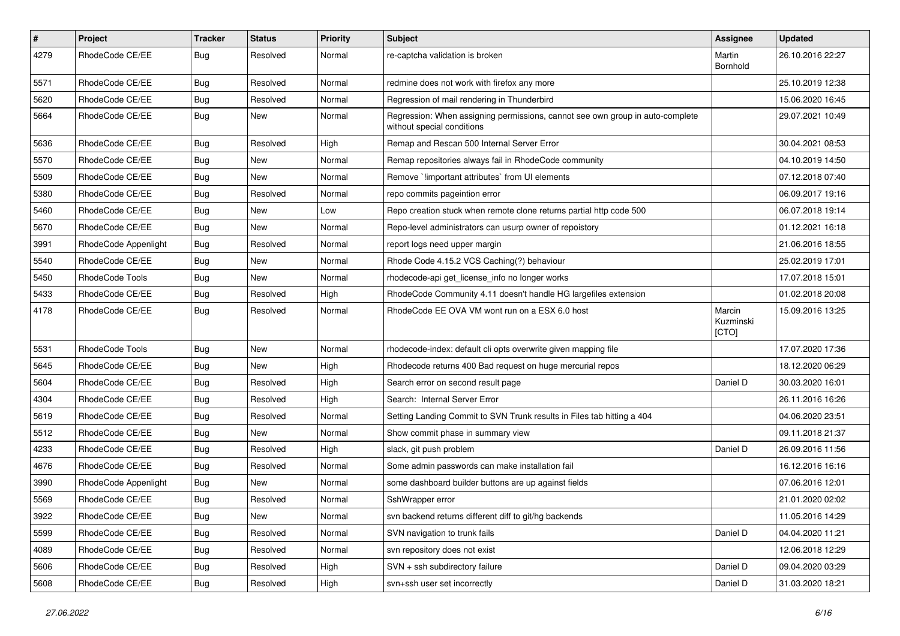| # | Project | Tracker | Status | Priority | Subject | Assignee | Updated |
|---|---|---|---|---|---|---|---|
| 4279 | RhodeCode CE/EE | Bug | Resolved | Normal | re-captcha validation is broken | Martin Bornhold | 26.10.2016 22:27 |
| 5571 | RhodeCode CE/EE | Bug | Resolved | Normal | redmine does not work with firefox any more | | 25.10.2019 12:38 |
| 5620 | RhodeCode CE/EE | Bug | Resolved | Normal | Regression of mail rendering in Thunderbird | | 15.06.2020 16:45 |
| 5664 | RhodeCode CE/EE | Bug | New | Normal | Regression: When assigning permissions, cannot see own group in auto-complete without special conditions | | 29.07.2021 10:49 |
| 5636 | RhodeCode CE/EE | Bug | Resolved | High | Remap and Rescan 500 Internal Server Error | | 30.04.2021 08:53 |
| 5570 | RhodeCode CE/EE | Bug | New | Normal | Remap repositories always fail in RhodeCode community | | 04.10.2019 14:50 |
| 5509 | RhodeCode CE/EE | Bug | New | Normal | Remove `!important attributes` from UI elements | | 07.12.2018 07:40 |
| 5380 | RhodeCode CE/EE | Bug | Resolved | Normal | repo commits pageintion error | | 06.09.2017 19:16 |
| 5460 | RhodeCode CE/EE | Bug | New | Low | Repo creation stuck when remote clone returns partial http code 500 | | 06.07.2018 19:14 |
| 5670 | RhodeCode CE/EE | Bug | New | Normal | Repo-level administrators can usurp owner of repoistory | | 01.12.2021 16:18 |
| 3991 | RhodeCode Appenlight | Bug | Resolved | Normal | report logs need upper margin | | 21.06.2016 18:55 |
| 5540 | RhodeCode CE/EE | Bug | New | Normal | Rhode Code 4.15.2 VCS Caching(?) behaviour | | 25.02.2019 17:01 |
| 5450 | RhodeCode Tools | Bug | New | Normal | rhodecode-api get_license_info no longer works | | 17.07.2018 15:01 |
| 5433 | RhodeCode CE/EE | Bug | Resolved | High | RhodeCode Community 4.11 doesn't handle HG largefiles extension | | 01.02.2018 20:08 |
| 4178 | RhodeCode CE/EE | Bug | Resolved | Normal | RhodeCode EE OVA VM wont run on a ESX 6.0 host | Marcin Kuzminski [CTO] | 15.09.2016 13:25 |
| 5531 | RhodeCode Tools | Bug | New | Normal | rhodecode-index: default cli opts overwrite given mapping file | | 17.07.2020 17:36 |
| 5645 | RhodeCode CE/EE | Bug | New | High | Rhodecode returns 400 Bad request on huge mercurial repos | | 18.12.2020 06:29 |
| 5604 | RhodeCode CE/EE | Bug | Resolved | High | Search error on second result page | Daniel D | 30.03.2020 16:01 |
| 4304 | RhodeCode CE/EE | Bug | Resolved | High | Search: Internal Server Error | | 26.11.2016 16:26 |
| 5619 | RhodeCode CE/EE | Bug | Resolved | Normal | Setting Landing Commit to SVN Trunk results in Files tab hitting a 404 | | 04.06.2020 23:51 |
| 5512 | RhodeCode CE/EE | Bug | New | Normal | Show commit phase in summary view | | 09.11.2018 21:37 |
| 4233 | RhodeCode CE/EE | Bug | Resolved | High | slack, git push problem | Daniel D | 26.09.2016 11:56 |
| 4676 | RhodeCode CE/EE | Bug | Resolved | Normal | Some admin passwords can make installation fail | | 16.12.2016 16:16 |
| 3990 | RhodeCode Appenlight | Bug | New | Normal | some dashboard builder buttons are up against fields | | 07.06.2016 12:01 |
| 5569 | RhodeCode CE/EE | Bug | Resolved | Normal | SshWrapper error | | 21.01.2020 02:02 |
| 3922 | RhodeCode CE/EE | Bug | New | Normal | svn backend returns different diff to git/hg backends | | 11.05.2016 14:29 |
| 5599 | RhodeCode CE/EE | Bug | Resolved | Normal | SVN navigation to trunk fails | Daniel D | 04.04.2020 11:21 |
| 4089 | RhodeCode CE/EE | Bug | Resolved | Normal | svn repository does not exist | | 12.06.2018 12:29 |
| 5606 | RhodeCode CE/EE | Bug | Resolved | High | SVN + ssh subdirectory failure | Daniel D | 09.04.2020 03:29 |
| 5608 | RhodeCode CE/EE | Bug | Resolved | High | svn+ssh user set incorrectly | Daniel D | 31.03.2020 18:21 |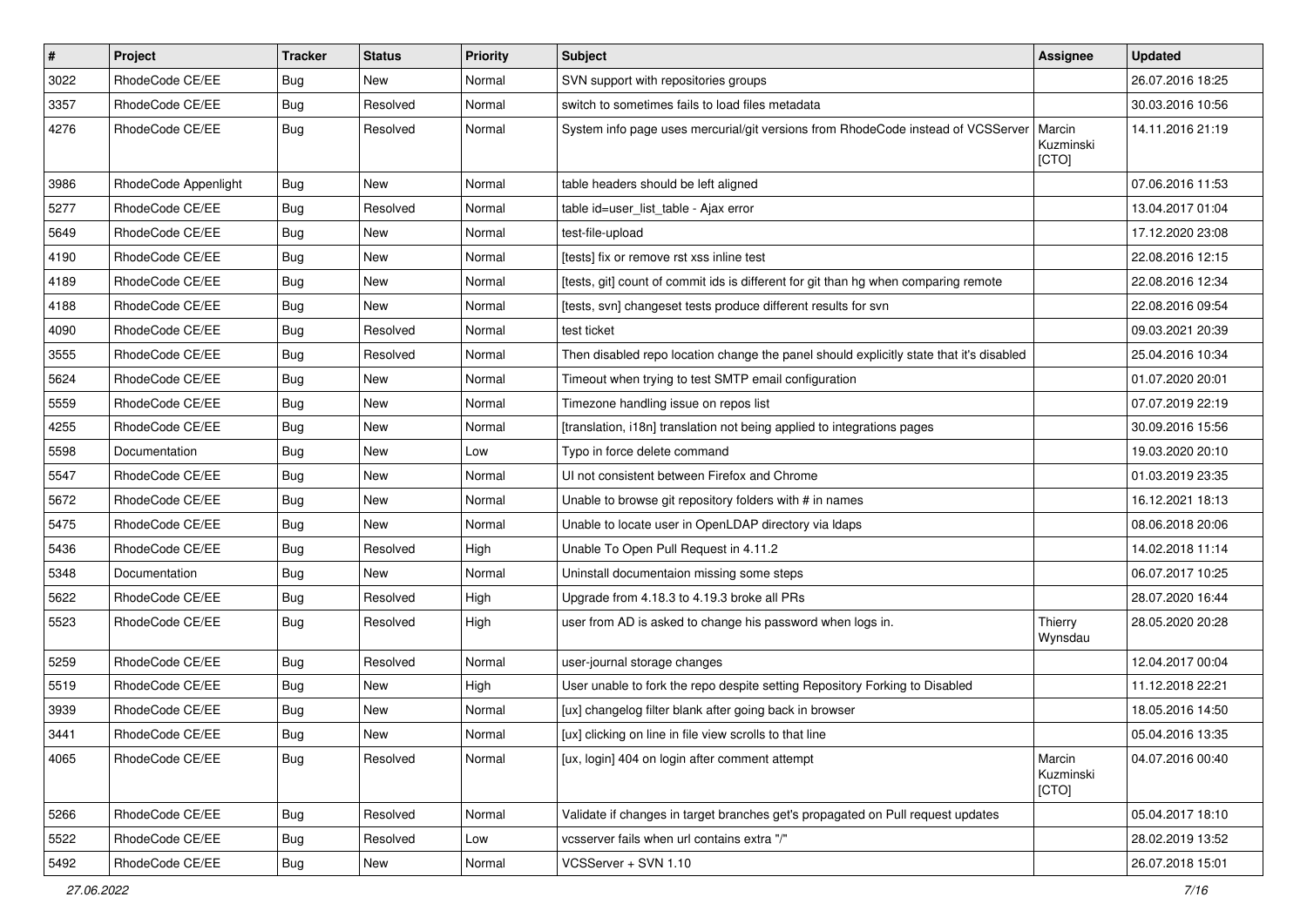| # | Project | Tracker | Status | Priority | Subject | Assignee | Updated |
|---|---|---|---|---|---|---|---|
| 3022 | RhodeCode CE/EE | Bug | New | Normal | SVN support with repositories groups | | 26.07.2016 18:25 |
| 3357 | RhodeCode CE/EE | Bug | Resolved | Normal | switch to sometimes fails to load files metadata | | 30.03.2016 10:56 |
| 4276 | RhodeCode CE/EE | Bug | Resolved | Normal | System info page uses mercurial/git versions from RhodeCode instead of VCSServer | Marcin Kuzminski [CTO] | 14.11.2016 21:19 |
| 3986 | RhodeCode Appenlight | Bug | New | Normal | table headers should be left aligned | | 07.06.2016 11:53 |
| 5277 | RhodeCode CE/EE | Bug | Resolved | Normal | table id=user_list_table - Ajax error | | 13.04.2017 01:04 |
| 5649 | RhodeCode CE/EE | Bug | New | Normal | test-file-upload | | 17.12.2020 23:08 |
| 4190 | RhodeCode CE/EE | Bug | New | Normal | [tests] fix or remove rst xss inline test | | 22.08.2016 12:15 |
| 4189 | RhodeCode CE/EE | Bug | New | Normal | [tests, git] count of commit ids is different for git than hg when comparing remote | | 22.08.2016 12:34 |
| 4188 | RhodeCode CE/EE | Bug | New | Normal | [tests, svn] changeset tests produce different results for svn | | 22.08.2016 09:54 |
| 4090 | RhodeCode CE/EE | Bug | Resolved | Normal | test ticket | | 09.03.2021 20:39 |
| 3555 | RhodeCode CE/EE | Bug | Resolved | Normal | Then disabled repo location change the panel should explicitly state that it's disabled | | 25.04.2016 10:34 |
| 5624 | RhodeCode CE/EE | Bug | New | Normal | Timeout when trying to test SMTP email configuration | | 01.07.2020 20:01 |
| 5559 | RhodeCode CE/EE | Bug | New | Normal | Timezone handling issue on repos list | | 07.07.2019 22:19 |
| 4255 | RhodeCode CE/EE | Bug | New | Normal | [translation, i18n] translation not being applied to integrations pages | | 30.09.2016 15:56 |
| 5598 | Documentation | Bug | New | Low | Typo in force delete command | | 19.03.2020 20:10 |
| 5547 | RhodeCode CE/EE | Bug | New | Normal | UI not consistent between Firefox and Chrome | | 01.03.2019 23:35 |
| 5672 | RhodeCode CE/EE | Bug | New | Normal | Unable to browse git repository folders with # in names | | 16.12.2021 18:13 |
| 5475 | RhodeCode CE/EE | Bug | New | Normal | Unable to locate user in OpenLDAP directory via ldaps | | 08.06.2018 20:06 |
| 5436 | RhodeCode CE/EE | Bug | Resolved | High | Unable To Open Pull Request in 4.11.2 | | 14.02.2018 11:14 |
| 5348 | Documentation | Bug | New | Normal | Uninstall documentaion missing some steps | | 06.07.2017 10:25 |
| 5622 | RhodeCode CE/EE | Bug | Resolved | High | Upgrade from 4.18.3 to 4.19.3 broke all PRs | | 28.07.2020 16:44 |
| 5523 | RhodeCode CE/EE | Bug | Resolved | High | user from AD is asked to change his password when logs in. | Thierry Wynsdau | 28.05.2020 20:28 |
| 5259 | RhodeCode CE/EE | Bug | Resolved | Normal | user-journal storage changes | | 12.04.2017 00:04 |
| 5519 | RhodeCode CE/EE | Bug | New | High | User unable to fork the repo despite setting Repository Forking to Disabled | | 11.12.2018 22:21 |
| 3939 | RhodeCode CE/EE | Bug | New | Normal | [ux] changelog filter blank after going back in browser | | 18.05.2016 14:50 |
| 3441 | RhodeCode CE/EE | Bug | New | Normal | [ux] clicking on line in file view scrolls to that line | | 05.04.2016 13:35 |
| 4065 | RhodeCode CE/EE | Bug | Resolved | Normal | [ux, login] 404 on login after comment attempt | Marcin Kuzminski [CTO] | 04.07.2016 00:40 |
| 5266 | RhodeCode CE/EE | Bug | Resolved | Normal | Validate if changes in target branches get's propagated on Pull request updates | | 05.04.2017 18:10 |
| 5522 | RhodeCode CE/EE | Bug | Resolved | Low | vcsserver fails when url contains extra "/" | | 28.02.2019 13:52 |
| 5492 | RhodeCode CE/EE | Bug | New | Normal | VCSServer + SVN 1.10 | | 26.07.2018 15:01 |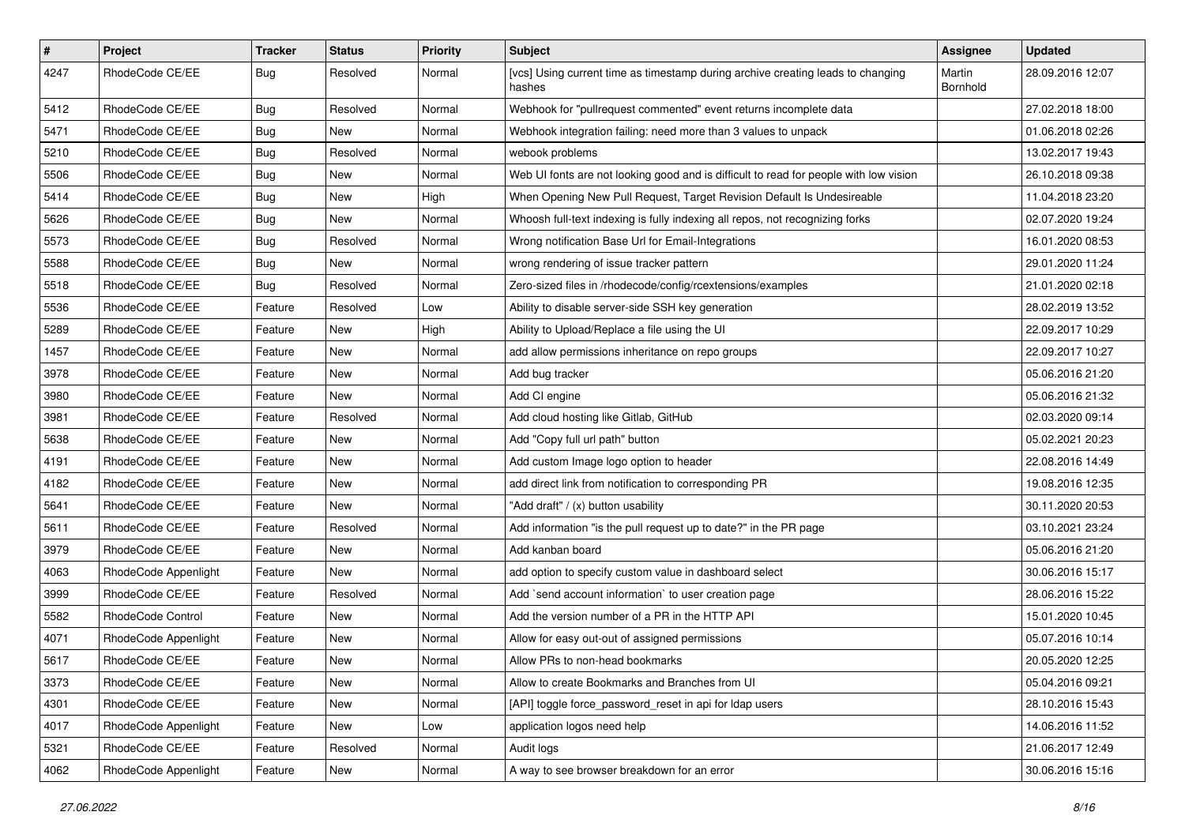| # | Project | Tracker | Status | Priority | Subject | Assignee | Updated |
|---|---|---|---|---|---|---|---|
| 4247 | RhodeCode CE/EE | Bug | Resolved | Normal | [vcs] Using current time as timestamp during archive creating leads to changing hashes | Martin Bornhold | 28.09.2016 12:07 |
| 5412 | RhodeCode CE/EE | Bug | Resolved | Normal | Webhook for "pullrequest commented" event returns incomplete data | | 27.02.2018 18:00 |
| 5471 | RhodeCode CE/EE | Bug | New | Normal | Webhook integration failing: need more than 3 values to unpack | | 01.06.2018 02:26 |
| 5210 | RhodeCode CE/EE | Bug | Resolved | Normal | webook problems | | 13.02.2017 19:43 |
| 5506 | RhodeCode CE/EE | Bug | New | Normal | Web UI fonts are not looking good and is difficult to read for people with low vision | | 26.10.2018 09:38 |
| 5414 | RhodeCode CE/EE | Bug | New | High | When Opening New Pull Request, Target Revision Default Is Undesireable | | 11.04.2018 23:20 |
| 5626 | RhodeCode CE/EE | Bug | New | Normal | Whoosh full-text indexing is fully indexing all repos, not recognizing forks | | 02.07.2020 19:24 |
| 5573 | RhodeCode CE/EE | Bug | Resolved | Normal | Wrong notification Base Url for Email-Integrations | | 16.01.2020 08:53 |
| 5588 | RhodeCode CE/EE | Bug | New | Normal | wrong rendering of issue tracker pattern | | 29.01.2020 11:24 |
| 5518 | RhodeCode CE/EE | Bug | Resolved | Normal | Zero-sized files in /rhodecode/config/rcextensions/examples | | 21.01.2020 02:18 |
| 5536 | RhodeCode CE/EE | Feature | Resolved | Low | Ability to disable server-side SSH key generation | | 28.02.2019 13:52 |
| 5289 | RhodeCode CE/EE | Feature | New | High | Ability to Upload/Replace a file using the UI | | 22.09.2017 10:29 |
| 1457 | RhodeCode CE/EE | Feature | New | Normal | add allow permissions inheritance on repo groups | | 22.09.2017 10:27 |
| 3978 | RhodeCode CE/EE | Feature | New | Normal | Add bug tracker | | 05.06.2016 21:20 |
| 3980 | RhodeCode CE/EE | Feature | New | Normal | Add CI engine | | 05.06.2016 21:32 |
| 3981 | RhodeCode CE/EE | Feature | Resolved | Normal | Add cloud hosting like Gitlab, GitHub | | 02.03.2020 09:14 |
| 5638 | RhodeCode CE/EE | Feature | New | Normal | Add "Copy full url path" button | | 05.02.2021 20:23 |
| 4191 | RhodeCode CE/EE | Feature | New | Normal | Add custom Image logo option to header | | 22.08.2016 14:49 |
| 4182 | RhodeCode CE/EE | Feature | New | Normal | add direct link from notification to corresponding PR | | 19.08.2016 12:35 |
| 5641 | RhodeCode CE/EE | Feature | New | Normal | "Add draft" / (x) button usability | | 30.11.2020 20:53 |
| 5611 | RhodeCode CE/EE | Feature | Resolved | Normal | Add information "is the pull request up to date?" in the PR page | | 03.10.2021 23:24 |
| 3979 | RhodeCode CE/EE | Feature | New | Normal | Add kanban board | | 05.06.2016 21:20 |
| 4063 | RhodeCode Appenlight | Feature | New | Normal | add option to specify custom value in dashboard select | | 30.06.2016 15:17 |
| 3999 | RhodeCode CE/EE | Feature | Resolved | Normal | Add `send account information` to user creation page | | 28.06.2016 15:22 |
| 5582 | RhodeCode Control | Feature | New | Normal | Add the version number of a PR in the HTTP API | | 15.01.2020 10:45 |
| 4071 | RhodeCode Appenlight | Feature | New | Normal | Allow for easy out-out of assigned permissions | | 05.07.2016 10:14 |
| 5617 | RhodeCode CE/EE | Feature | New | Normal | Allow PRs to non-head bookmarks | | 20.05.2020 12:25 |
| 3373 | RhodeCode CE/EE | Feature | New | Normal | Allow to create Bookmarks and Branches from UI | | 05.04.2016 09:21 |
| 4301 | RhodeCode CE/EE | Feature | New | Normal | [API] toggle force_password_reset in api for ldap users | | 28.10.2016 15:43 |
| 4017 | RhodeCode Appenlight | Feature | New | Low | application logos need help | | 14.06.2016 11:52 |
| 5321 | RhodeCode CE/EE | Feature | Resolved | Normal | Audit logs | | 21.06.2017 12:49 |
| 4062 | RhodeCode Appenlight | Feature | New | Normal | A way to see browser breakdown for an error | | 30.06.2016 15:16 |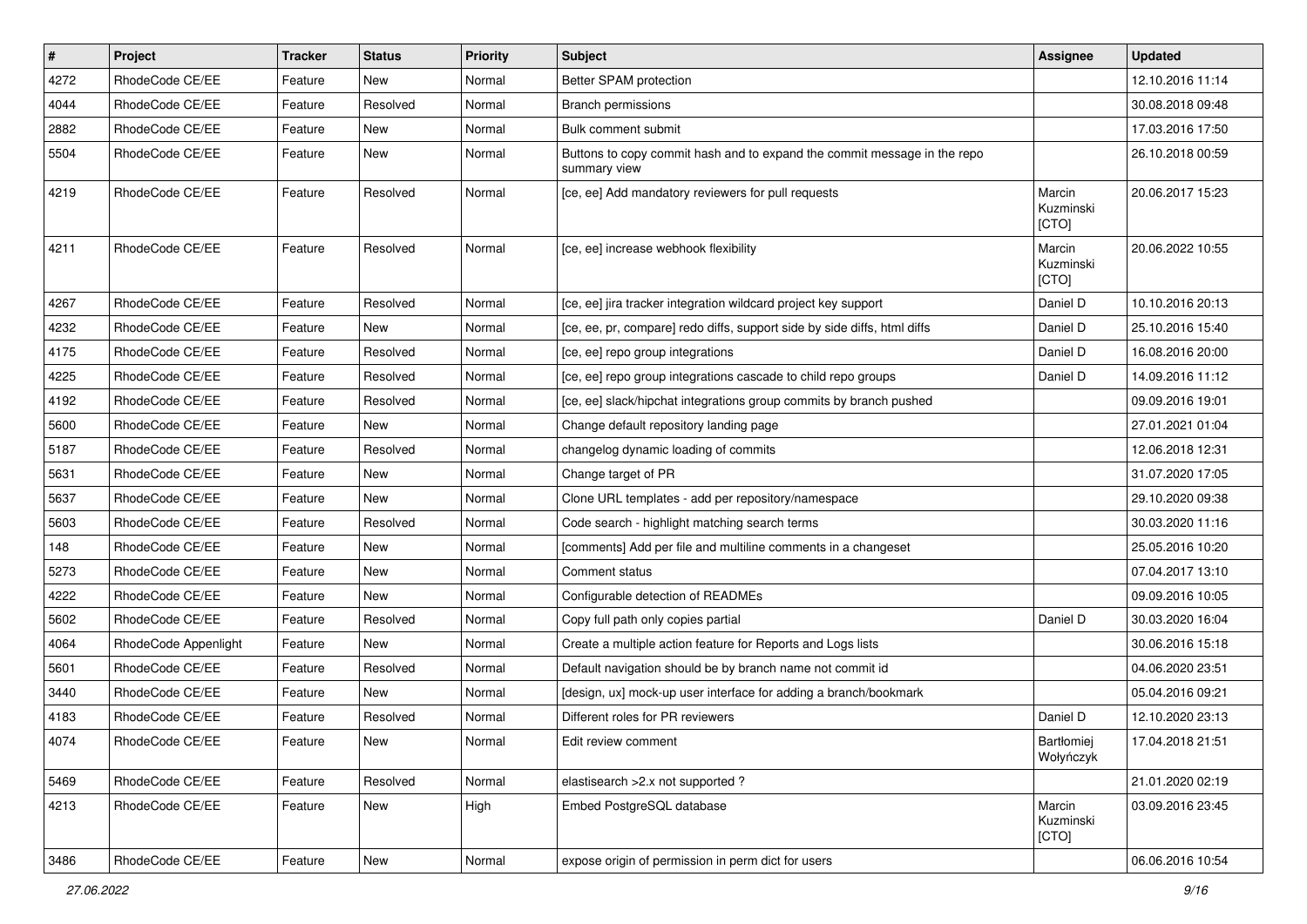| # | Project | Tracker | Status | Priority | Subject | Assignee | Updated |
|---|---|---|---|---|---|---|---|
| 4272 | RhodeCode CE/EE | Feature | New | Normal | Better SPAM protection | | 12.10.2016 11:14 |
| 4044 | RhodeCode CE/EE | Feature | Resolved | Normal | Branch permissions | | 30.08.2018 09:48 |
| 2882 | RhodeCode CE/EE | Feature | New | Normal | Bulk comment submit | | 17.03.2016 17:50 |
| 5504 | RhodeCode CE/EE | Feature | New | Normal | Buttons to copy commit hash and to expand the commit message in the repo summary view | | 26.10.2018 00:59 |
| 4219 | RhodeCode CE/EE | Feature | Resolved | Normal | [ce, ee] Add mandatory reviewers for pull requests | Marcin Kuzminski [CTO] | 20.06.2017 15:23 |
| 4211 | RhodeCode CE/EE | Feature | Resolved | Normal | [ce, ee] increase webhook flexibility | Marcin Kuzminski [CTO] | 20.06.2022 10:55 |
| 4267 | RhodeCode CE/EE | Feature | Resolved | Normal | [ce, ee] jira tracker integration wildcard project key support | Daniel D | 10.10.2016 20:13 |
| 4232 | RhodeCode CE/EE | Feature | New | Normal | [ce, ee, pr, compare] redo diffs, support side by side diffs, html diffs | Daniel D | 25.10.2016 15:40 |
| 4175 | RhodeCode CE/EE | Feature | Resolved | Normal | [ce, ee] repo group integrations | Daniel D | 16.08.2016 20:00 |
| 4225 | RhodeCode CE/EE | Feature | Resolved | Normal | [ce, ee] repo group integrations cascade to child repo groups | Daniel D | 14.09.2016 11:12 |
| 4192 | RhodeCode CE/EE | Feature | Resolved | Normal | [ce, ee] slack/hipchat integrations group commits by branch pushed | | 09.09.2016 19:01 |
| 5600 | RhodeCode CE/EE | Feature | New | Normal | Change default repository landing page | | 27.01.2021 01:04 |
| 5187 | RhodeCode CE/EE | Feature | Resolved | Normal | changelog dynamic loading of commits | | 12.06.2018 12:31 |
| 5631 | RhodeCode CE/EE | Feature | New | Normal | Change target of PR | | 31.07.2020 17:05 |
| 5637 | RhodeCode CE/EE | Feature | New | Normal | Clone URL templates - add per repository/namespace | | 29.10.2020 09:38 |
| 5603 | RhodeCode CE/EE | Feature | Resolved | Normal | Code search - highlight matching search terms | | 30.03.2020 11:16 |
| 148 | RhodeCode CE/EE | Feature | New | Normal | [comments] Add per file and multiline comments in a changeset | | 25.05.2016 10:20 |
| 5273 | RhodeCode CE/EE | Feature | New | Normal | Comment status | | 07.04.2017 13:10 |
| 4222 | RhodeCode CE/EE | Feature | New | Normal | Configurable detection of READMEs | | 09.09.2016 10:05 |
| 5602 | RhodeCode CE/EE | Feature | Resolved | Normal | Copy full path only copies partial | Daniel D | 30.03.2020 16:04 |
| 4064 | RhodeCode Appenlight | Feature | New | Normal | Create a multiple action feature for Reports and Logs lists | | 30.06.2016 15:18 |
| 5601 | RhodeCode CE/EE | Feature | Resolved | Normal | Default navigation should be by branch name not commit id | | 04.06.2020 23:51 |
| 3440 | RhodeCode CE/EE | Feature | New | Normal | [design, ux] mock-up user interface for adding a branch/bookmark | | 05.04.2016 09:21 |
| 4183 | RhodeCode CE/EE | Feature | Resolved | Normal | Different roles for PR reviewers | Daniel D | 12.10.2020 23:13 |
| 4074 | RhodeCode CE/EE | Feature | New | Normal | Edit review comment | Bartłomiej Wołyńczyk | 17.04.2018 21:51 |
| 5469 | RhodeCode CE/EE | Feature | Resolved | Normal | elastisearch >2.x not supported ? | | 21.01.2020 02:19 |
| 4213 | RhodeCode CE/EE | Feature | New | High | Embed PostgreSQL database | Marcin Kuzminski [CTO] | 03.09.2016 23:45 |
| 3486 | RhodeCode CE/EE | Feature | New | Normal | expose origin of permission in perm dict for users | | 06.06.2016 10:54 |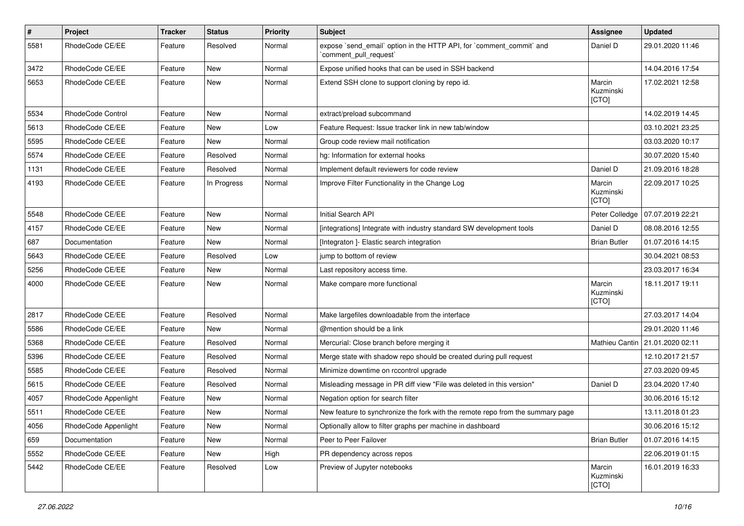| # | Project | Tracker | Status | Priority | Subject | Assignee | Updated |
|---|---|---|---|---|---|---|---|
| 5581 | RhodeCode CE/EE | Feature | Resolved | Normal | expose `send_email` option in the HTTP API, for `comment_commit` and `comment_pull_request` | Daniel D | 29.01.2020 11:46 |
| 3472 | RhodeCode CE/EE | Feature | New | Normal | Expose unified hooks that can be used in SSH backend | | 14.04.2016 17:54 |
| 5653 | RhodeCode CE/EE | Feature | New | Normal | Extend SSH clone to support cloning by repo id. | Marcin Kuzminski [CTO] | 17.02.2021 12:58 |
| 5534 | RhodeCode Control | Feature | New | Normal | extract/preload subcommand | | 14.02.2019 14:45 |
| 5613 | RhodeCode CE/EE | Feature | New | Low | Feature Request: Issue tracker link in new tab/window | | 03.10.2021 23:25 |
| 5595 | RhodeCode CE/EE | Feature | New | Normal | Group code review mail notification | | 03.03.2020 10:17 |
| 5574 | RhodeCode CE/EE | Feature | Resolved | Normal | hg: Information for external hooks | | 30.07.2020 15:40 |
| 1131 | RhodeCode CE/EE | Feature | Resolved | Normal | Implement default reviewers for code review | Daniel D | 21.09.2016 18:28 |
| 4193 | RhodeCode CE/EE | Feature | In Progress | Normal | Improve Filter Functionality in the Change Log | Marcin Kuzminski [CTO] | 22.09.2017 10:25 |
| 5548 | RhodeCode CE/EE | Feature | New | Normal | Initial Search API | Peter Colledge | 07.07.2019 22:21 |
| 4157 | RhodeCode CE/EE | Feature | New | Normal | [integrations] Integrate with industry standard SW development tools | Daniel D | 08.08.2016 12:55 |
| 687 | Documentation | Feature | New | Normal | [Integraton ]- Elastic search integration | Brian Butler | 01.07.2016 14:15 |
| 5643 | RhodeCode CE/EE | Feature | Resolved | Low | jump to bottom of review | | 30.04.2021 08:53 |
| 5256 | RhodeCode CE/EE | Feature | New | Normal | Last repository access time. | | 23.03.2017 16:34 |
| 4000 | RhodeCode CE/EE | Feature | New | Normal | Make compare more functional | Marcin Kuzminski [CTO] | 18.11.2017 19:11 |
| 2817 | RhodeCode CE/EE | Feature | Resolved | Normal | Make largefiles downloadable from the interface | | 27.03.2017 14:04 |
| 5586 | RhodeCode CE/EE | Feature | New | Normal | @mention should be a link | | 29.01.2020 11:46 |
| 5368 | RhodeCode CE/EE | Feature | Resolved | Normal | Mercurial: Close branch before merging it | Mathieu Cantin | 21.01.2020 02:11 |
| 5396 | RhodeCode CE/EE | Feature | Resolved | Normal | Merge state with shadow repo should be created during pull request | | 12.10.2017 21:57 |
| 5585 | RhodeCode CE/EE | Feature | Resolved | Normal | Minimize downtime on rccontrol upgrade | | 27.03.2020 09:45 |
| 5615 | RhodeCode CE/EE | Feature | Resolved | Normal | Misleading message in PR diff view "File was deleted in this version" | Daniel D | 23.04.2020 17:40 |
| 4057 | RhodeCode Appenlight | Feature | New | Normal | Negation option for search filter | | 30.06.2016 15:12 |
| 5511 | RhodeCode CE/EE | Feature | New | Normal | New feature to synchronize the fork with the remote repo from the summary page | | 13.11.2018 01:23 |
| 4056 | RhodeCode Appenlight | Feature | New | Normal | Optionally allow to filter graphs per machine in dashboard | | 30.06.2016 15:12 |
| 659 | Documentation | Feature | New | Normal | Peer to Peer Failover | Brian Butler | 01.07.2016 14:15 |
| 5552 | RhodeCode CE/EE | Feature | New | High | PR dependency across repos | | 22.06.2019 01:15 |
| 5442 | RhodeCode CE/EE | Feature | Resolved | Low | Preview of Jupyter notebooks | Marcin Kuzminski [CTO] | 16.01.2019 16:33 |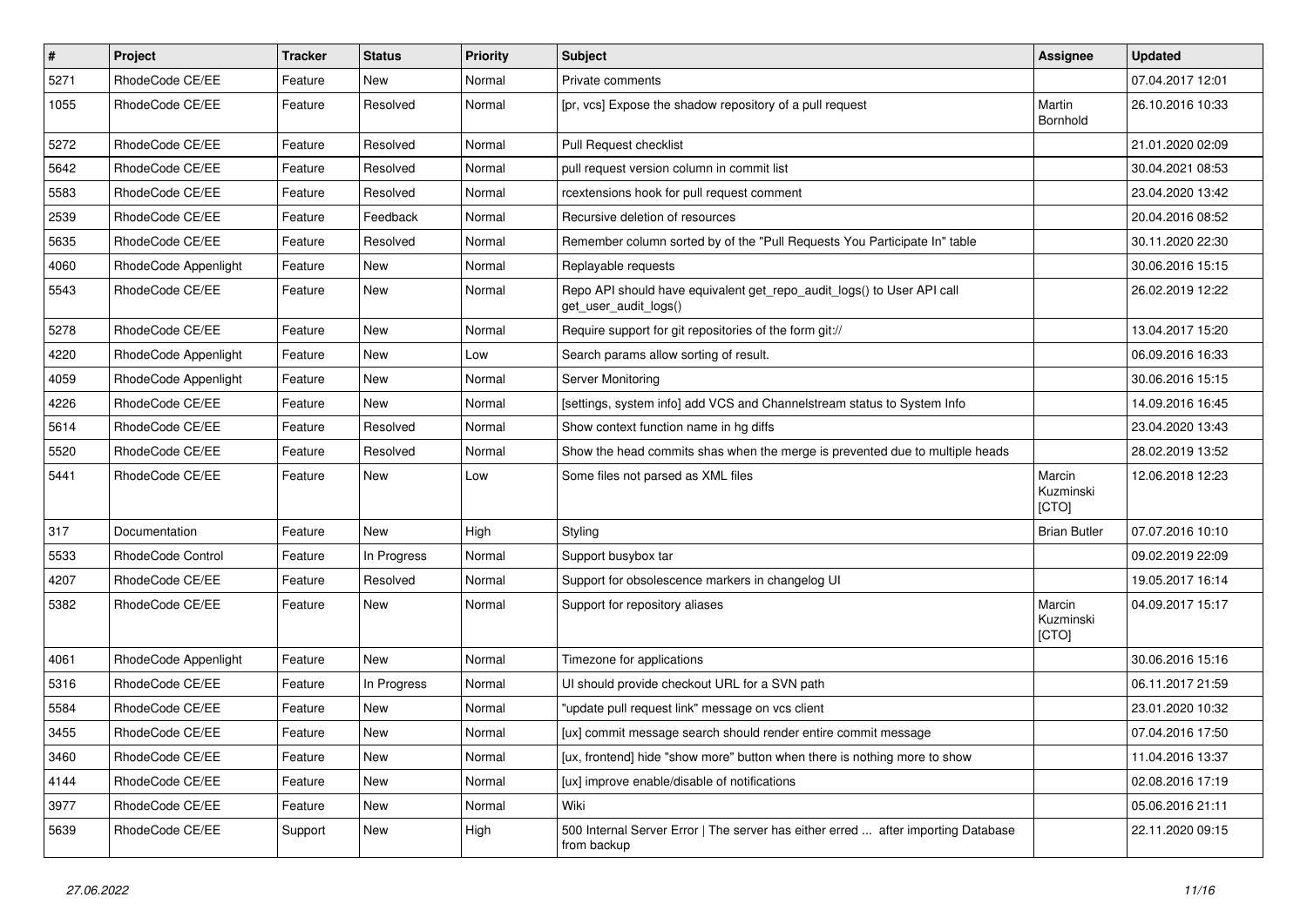| # | Project | Tracker | Status | Priority | Subject | Assignee | Updated |
| --- | --- | --- | --- | --- | --- | --- | --- |
| 5271 | RhodeCode CE/EE | Feature | New | Normal | Private comments | | 07.04.2017 12:01 |
| 1055 | RhodeCode CE/EE | Feature | Resolved | Normal | [pr, vcs] Expose the shadow repository of a pull request | Martin Bornhold | 26.10.2016 10:33 |
| 5272 | RhodeCode CE/EE | Feature | Resolved | Normal | Pull Request checklist | | 21.01.2020 02:09 |
| 5642 | RhodeCode CE/EE | Feature | Resolved | Normal | pull request version column in commit list | | 30.04.2021 08:53 |
| 5583 | RhodeCode CE/EE | Feature | Resolved | Normal | rcextensions hook for pull request comment | | 23.04.2020 13:42 |
| 2539 | RhodeCode CE/EE | Feature | Feedback | Normal | Recursive deletion of resources | | 20.04.2016 08:52 |
| 5635 | RhodeCode CE/EE | Feature | Resolved | Normal | Remember column sorted by of the "Pull Requests You Participate In" table | | 30.11.2020 22:30 |
| 4060 | RhodeCode Appenlight | Feature | New | Normal | Replayable requests | | 30.06.2016 15:15 |
| 5543 | RhodeCode CE/EE | Feature | New | Normal | Repo API should have equivalent get_repo_audit_logs() to User API call get_user_audit_logs() | | 26.02.2019 12:22 |
| 5278 | RhodeCode CE/EE | Feature | New | Normal | Require support for git repositories of the form git:// | | 13.04.2017 15:20 |
| 4220 | RhodeCode Appenlight | Feature | New | Low | Search params allow sorting of result. | | 06.09.2016 16:33 |
| 4059 | RhodeCode Appenlight | Feature | New | Normal | Server Monitoring | | 30.06.2016 15:15 |
| 4226 | RhodeCode CE/EE | Feature | New | Normal | [settings, system info] add VCS and Channelstream status to System Info | | 14.09.2016 16:45 |
| 5614 | RhodeCode CE/EE | Feature | Resolved | Normal | Show context function name in hg diffs | | 23.04.2020 13:43 |
| 5520 | RhodeCode CE/EE | Feature | Resolved | Normal | Show the head commits shas when the merge is prevented due to multiple heads | | 28.02.2019 13:52 |
| 5441 | RhodeCode CE/EE | Feature | New | Low | Some files not parsed as XML files | Marcin Kuzminski [CTO] | 12.06.2018 12:23 |
| 317 | Documentation | Feature | New | High | Styling | Brian Butler | 07.07.2016 10:10 |
| 5533 | RhodeCode Control | Feature | In Progress | Normal | Support busybox tar | | 09.02.2019 22:09 |
| 4207 | RhodeCode CE/EE | Feature | Resolved | Normal | Support for obsolescence markers in changelog UI | | 19.05.2017 16:14 |
| 5382 | RhodeCode CE/EE | Feature | New | Normal | Support for repository aliases | Marcin Kuzminski [CTO] | 04.09.2017 15:17 |
| 4061 | RhodeCode Appenlight | Feature | New | Normal | Timezone for applications | | 30.06.2016 15:16 |
| 5316 | RhodeCode CE/EE | Feature | In Progress | Normal | UI should provide checkout URL for a SVN path | | 06.11.2017 21:59 |
| 5584 | RhodeCode CE/EE | Feature | New | Normal | "update pull request link" message on vcs client | | 23.01.2020 10:32 |
| 3455 | RhodeCode CE/EE | Feature | New | Normal | [ux] commit message search should render entire commit message | | 07.04.2016 17:50 |
| 3460 | RhodeCode CE/EE | Feature | New | Normal | [ux, frontend] hide "show more" button when there is nothing more to show | | 11.04.2016 13:37 |
| 4144 | RhodeCode CE/EE | Feature | New | Normal | [ux] improve enable/disable of notifications | | 02.08.2016 17:19 |
| 3977 | RhodeCode CE/EE | Feature | New | Normal | Wiki | | 05.06.2016 21:11 |
| 5639 | RhodeCode CE/EE | Support | New | High | 500 Internal Server Error \| The server has either erred ... after importing Database from backup | | 22.11.2020 09:15 |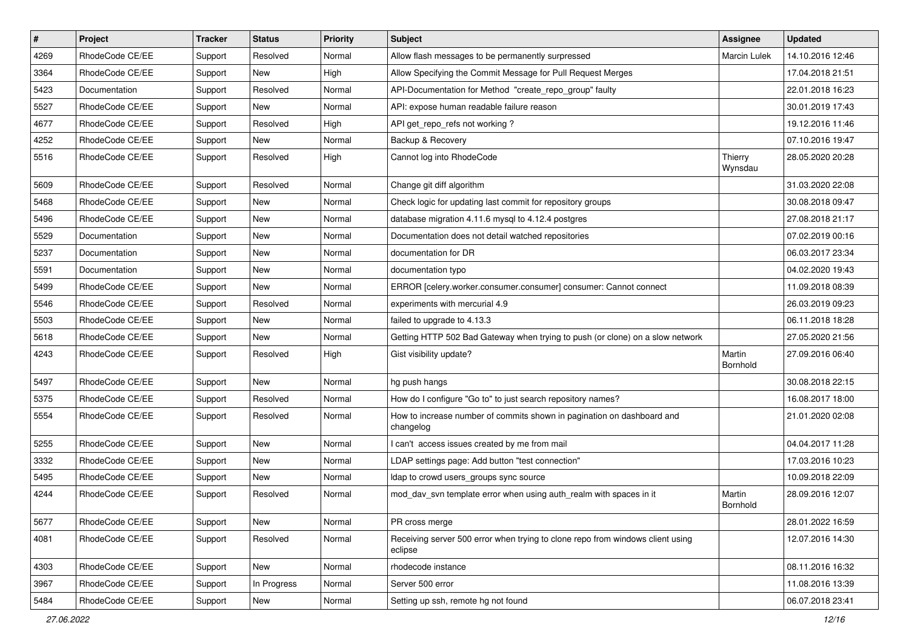| # | Project | Tracker | Status | Priority | Subject | Assignee | Updated |
|---|---|---|---|---|---|---|---|
| 4269 | RhodeCode CE/EE | Support | Resolved | Normal | Allow flash messages to be permanently surpressed | Marcin Lulek | 14.10.2016 12:46 |
| 3364 | RhodeCode CE/EE | Support | New | High | Allow Specifying the Commit Message for Pull Request Merges | | 17.04.2018 21:51 |
| 5423 | Documentation | Support | Resolved | Normal | API-Documentation for Method "create_repo_group" faulty | | 22.01.2018 16:23 |
| 5527 | RhodeCode CE/EE | Support | New | Normal | API: expose human readable failure reason | | 30.01.2019 17:43 |
| 4677 | RhodeCode CE/EE | Support | Resolved | High | API get_repo_refs not working ? | | 19.12.2016 11:46 |
| 4252 | RhodeCode CE/EE | Support | New | Normal | Backup & Recovery | | 07.10.2016 19:47 |
| 5516 | RhodeCode CE/EE | Support | Resolved | High | Cannot log into RhodeCode | Thierry Wynsdau | 28.05.2020 20:28 |
| 5609 | RhodeCode CE/EE | Support | Resolved | Normal | Change git diff algorithm | | 31.03.2020 22:08 |
| 5468 | RhodeCode CE/EE | Support | New | Normal | Check logic for updating last commit for repository groups | | 30.08.2018 09:47 |
| 5496 | RhodeCode CE/EE | Support | New | Normal | database migration 4.11.6 mysql to 4.12.4 postgres | | 27.08.2018 21:17 |
| 5529 | Documentation | Support | New | Normal | Documentation does not detail watched repositories | | 07.02.2019 00:16 |
| 5237 | Documentation | Support | New | Normal | documentation for DR | | 06.03.2017 23:34 |
| 5591 | Documentation | Support | New | Normal | documentation typo | | 04.02.2020 19:43 |
| 5499 | RhodeCode CE/EE | Support | New | Normal | ERROR [celery.worker.consumer.consumer] consumer: Cannot connect | | 11.09.2018 08:39 |
| 5546 | RhodeCode CE/EE | Support | Resolved | Normal | experiments with mercurial 4.9 | | 26.03.2019 09:23 |
| 5503 | RhodeCode CE/EE | Support | New | Normal | failed to upgrade to 4.13.3 | | 06.11.2018 18:28 |
| 5618 | RhodeCode CE/EE | Support | New | Normal | Getting HTTP 502 Bad Gateway when trying to push (or clone) on a slow network | | 27.05.2020 21:56 |
| 4243 | RhodeCode CE/EE | Support | Resolved | High | Gist visibility update? | Martin Bornhold | 27.09.2016 06:40 |
| 5497 | RhodeCode CE/EE | Support | New | Normal | hg push hangs | | 30.08.2018 22:15 |
| 5375 | RhodeCode CE/EE | Support | Resolved | Normal | How do I configure "Go to" to just search repository names? | | 16.08.2017 18:00 |
| 5554 | RhodeCode CE/EE | Support | Resolved | Normal | How to increase number of commits shown in pagination on dashboard and changelog | | 21.01.2020 02:08 |
| 5255 | RhodeCode CE/EE | Support | New | Normal | I can't access issues created by me from mail | | 04.04.2017 11:28 |
| 3332 | RhodeCode CE/EE | Support | New | Normal | LDAP settings page: Add button "test connection" | | 17.03.2016 10:23 |
| 5495 | RhodeCode CE/EE | Support | New | Normal | ldap to crowd users_groups sync source | | 10.09.2018 22:09 |
| 4244 | RhodeCode CE/EE | Support | Resolved | Normal | mod_dav_svn template error when using auth_realm with spaces in it | Martin Bornhold | 28.09.2016 12:07 |
| 5677 | RhodeCode CE/EE | Support | New | Normal | PR cross merge | | 28.01.2022 16:59 |
| 4081 | RhodeCode CE/EE | Support | Resolved | Normal | Receiving server 500 error when trying to clone repo from windows client using eclipse | | 12.07.2016 14:30 |
| 4303 | RhodeCode CE/EE | Support | New | Normal | rhodecode instance | | 08.11.2016 16:32 |
| 3967 | RhodeCode CE/EE | Support | In Progress | Normal | Server 500 error | | 11.08.2016 13:39 |
| 5484 | RhodeCode CE/EE | Support | New | Normal | Setting up ssh, remote hg not found | | 06.07.2018 23:41 |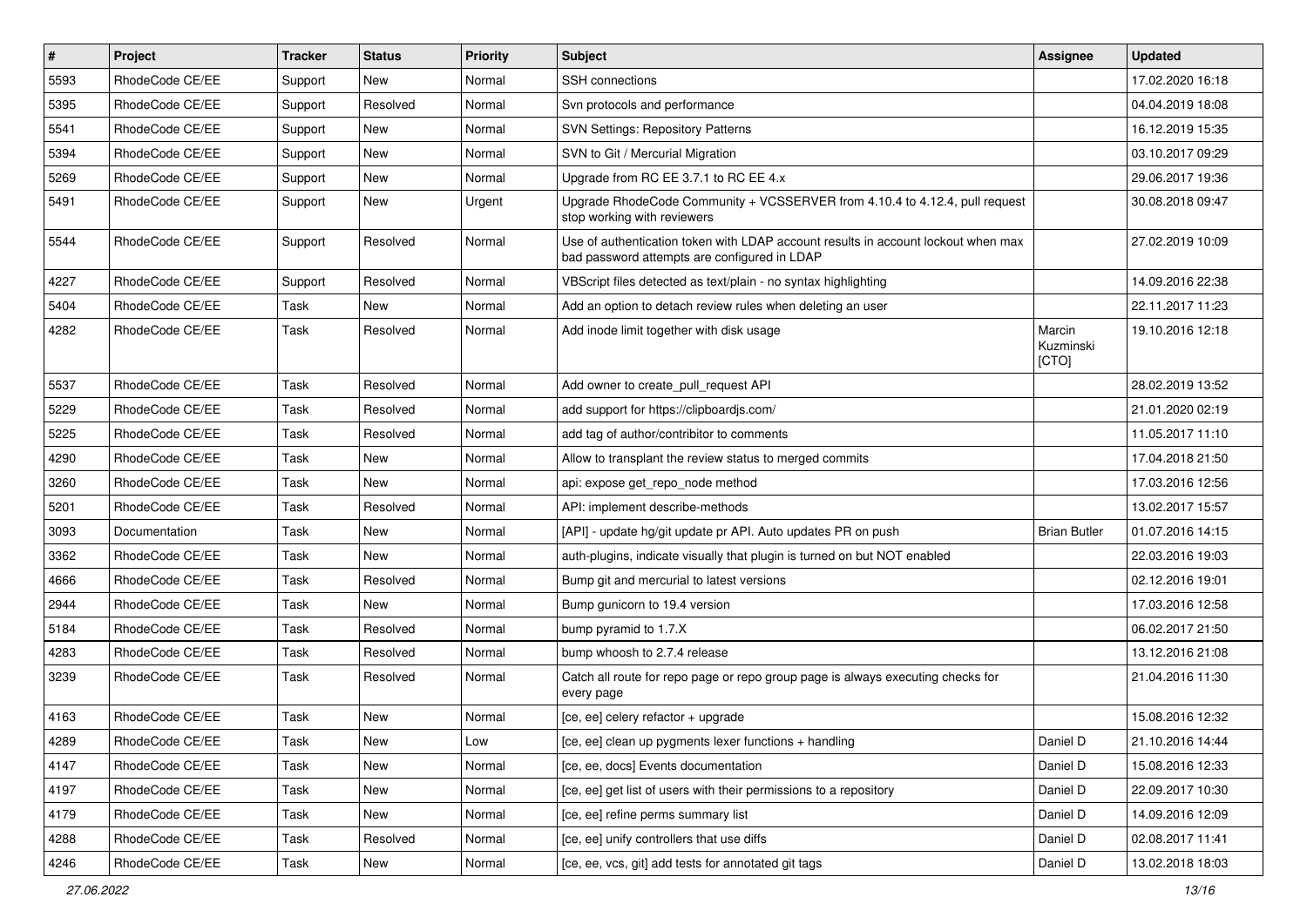| # | Project | Tracker | Status | Priority | Subject | Assignee | Updated |
| --- | --- | --- | --- | --- | --- | --- | --- |
| 5593 | RhodeCode CE/EE | Support | New | Normal | SSH connections | | 17.02.2020 16:18 |
| 5395 | RhodeCode CE/EE | Support | Resolved | Normal | Svn protocols and performance | | 04.04.2019 18:08 |
| 5541 | RhodeCode CE/EE | Support | New | Normal | SVN Settings: Repository Patterns | | 16.12.2019 15:35 |
| 5394 | RhodeCode CE/EE | Support | New | Normal | SVN to Git / Mercurial Migration | | 03.10.2017 09:29 |
| 5269 | RhodeCode CE/EE | Support | New | Normal | Upgrade from RC EE 3.7.1 to RC EE 4.x | | 29.06.2017 19:36 |
| 5491 | RhodeCode CE/EE | Support | New | Urgent | Upgrade RhodeCode Community + VCSSERVER from 4.10.4 to 4.12.4, pull request stop working with reviewers | | 30.08.2018 09:47 |
| 5544 | RhodeCode CE/EE | Support | Resolved | Normal | Use of authentication token with LDAP account results in account lockout when max bad password attempts are configured in LDAP | | 27.02.2019 10:09 |
| 4227 | RhodeCode CE/EE | Support | Resolved | Normal | VBScript files detected as text/plain - no syntax highlighting | | 14.09.2016 22:38 |
| 5404 | RhodeCode CE/EE | Task | New | Normal | Add an option to detach review rules when deleting an user | | 22.11.2017 11:23 |
| 4282 | RhodeCode CE/EE | Task | Resolved | Normal | Add inode limit together with disk usage | Marcin Kuzminski [CTO] | 19.10.2016 12:18 |
| 5537 | RhodeCode CE/EE | Task | Resolved | Normal | Add owner to create_pull_request API | | 28.02.2019 13:52 |
| 5229 | RhodeCode CE/EE | Task | Resolved | Normal | add support for https://clipboardjs.com/ | | 21.01.2020 02:19 |
| 5225 | RhodeCode CE/EE | Task | Resolved | Normal | add tag of author/contribitor to comments | | 11.05.2017 11:10 |
| 4290 | RhodeCode CE/EE | Task | New | Normal | Allow to transplant the review status to merged commits | | 17.04.2018 21:50 |
| 3260 | RhodeCode CE/EE | Task | New | Normal | api: expose get_repo_node method | | 17.03.2016 12:56 |
| 5201 | RhodeCode CE/EE | Task | Resolved | Normal | API: implement describe-methods | | 13.02.2017 15:57 |
| 3093 | Documentation | Task | New | Normal | [API] - update hg/git update pr API. Auto updates PR on push | Brian Butler | 01.07.2016 14:15 |
| 3362 | RhodeCode CE/EE | Task | New | Normal | auth-plugins, indicate visually that plugin is turned on but NOT enabled | | 22.03.2016 19:03 |
| 4666 | RhodeCode CE/EE | Task | Resolved | Normal | Bump git and mercurial to latest versions | | 02.12.2016 19:01 |
| 2944 | RhodeCode CE/EE | Task | New | Normal | Bump gunicorn to 19.4 version | | 17.03.2016 12:58 |
| 5184 | RhodeCode CE/EE | Task | Resolved | Normal | bump pyramid to 1.7.X | | 06.02.2017 21:50 |
| 4283 | RhodeCode CE/EE | Task | Resolved | Normal | bump whoosh to 2.7.4 release | | 13.12.2016 21:08 |
| 3239 | RhodeCode CE/EE | Task | Resolved | Normal | Catch all route for repo page or repo group page is always executing checks for every page | | 21.04.2016 11:30 |
| 4163 | RhodeCode CE/EE | Task | New | Normal | [ce, ee] celery refactor + upgrade | | 15.08.2016 12:32 |
| 4289 | RhodeCode CE/EE | Task | New | Low | [ce, ee] clean up pygments lexer functions + handling | Daniel D | 21.10.2016 14:44 |
| 4147 | RhodeCode CE/EE | Task | New | Normal | [ce, ee, docs] Events documentation | Daniel D | 15.08.2016 12:33 |
| 4197 | RhodeCode CE/EE | Task | New | Normal | [ce, ee] get list of users with their permissions to a repository | Daniel D | 22.09.2017 10:30 |
| 4179 | RhodeCode CE/EE | Task | New | Normal | [ce, ee] refine perms summary list | Daniel D | 14.09.2016 12:09 |
| 4288 | RhodeCode CE/EE | Task | Resolved | Normal | [ce, ee] unify controllers that use diffs | Daniel D | 02.08.2017 11:41 |
| 4246 | RhodeCode CE/EE | Task | New | Normal | [ce, ee, vcs, git] add tests for annotated git tags | Daniel D | 13.02.2018 18:03 |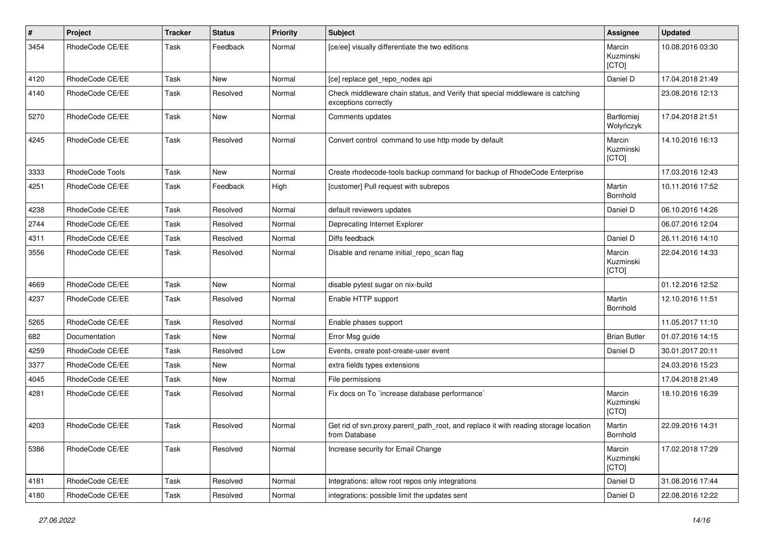| # | Project | Tracker | Status | Priority | Subject | Assignee | Updated |
| --- | --- | --- | --- | --- | --- | --- | --- |
| 3454 | RhodeCode CE/EE | Task | Feedback | Normal | [ce/ee] visually differentiate the two editions | Marcin Kuzminski [CTO] | 10.08.2016 03:30 |
| 4120 | RhodeCode CE/EE | Task | New | Normal | [ce] replace get_repo_nodes api | Daniel D | 17.04.2018 21:49 |
| 4140 | RhodeCode CE/EE | Task | Resolved | Normal | Check middleware chain status, and Verify that special middleware is catching exceptions correctly | | 23.08.2016 12:13 |
| 5270 | RhodeCode CE/EE | Task | New | Normal | Comments updates | Bartłomiej Wołyńczyk | 17.04.2018 21:51 |
| 4245 | RhodeCode CE/EE | Task | Resolved | Normal | Convert control command to use http mode by default | Marcin Kuzminski [CTO] | 14.10.2016 16:13 |
| 3333 | RhodeCode Tools | Task | New | Normal | Create rhodecode-tools backup command for backup of RhodeCode Enterprise | | 17.03.2016 12:43 |
| 4251 | RhodeCode CE/EE | Task | Feedback | High | [customer] Pull request with subrepos | Martin Bornhold | 10.11.2016 17:52 |
| 4238 | RhodeCode CE/EE | Task | Resolved | Normal | default reviewers updates | Daniel D | 06.10.2016 14:26 |
| 2744 | RhodeCode CE/EE | Task | Resolved | Normal | Deprecating Internet Explorer | | 06.07.2016 12:04 |
| 4311 | RhodeCode CE/EE | Task | Resolved | Normal | Diffs feedback | Daniel D | 26.11.2016 14:10 |
| 3556 | RhodeCode CE/EE | Task | Resolved | Normal | Disable and rename initial_repo_scan flag | Marcin Kuzminski [CTO] | 22.04.2016 14:33 |
| 4669 | RhodeCode CE/EE | Task | New | Normal | disable pytest sugar on nix-build | | 01.12.2016 12:52 |
| 4237 | RhodeCode CE/EE | Task | Resolved | Normal | Enable HTTP support | Martin Bornhold | 12.10.2016 11:51 |
| 5265 | RhodeCode CE/EE | Task | Resolved | Normal | Enable phases support | | 11.05.2017 11:10 |
| 682 | Documentation | Task | New | Normal | Error Msg guide | Brian Butler | 01.07.2016 14:15 |
| 4259 | RhodeCode CE/EE | Task | Resolved | Low | Events, create post-create-user event | Daniel D | 30.01.2017 20:11 |
| 3377 | RhodeCode CE/EE | Task | New | Normal | extra fields types extensions | | 24.03.2016 15:23 |
| 4045 | RhodeCode CE/EE | Task | New | Normal | File permissions | | 17.04.2018 21:49 |
| 4281 | RhodeCode CE/EE | Task | Resolved | Normal | Fix docs on To `increase database performance` | Marcin Kuzminski [CTO] | 18.10.2016 16:39 |
| 4203 | RhodeCode CE/EE | Task | Resolved | Normal | Get rid of svn.proxy.parent_path_root, and replace it with reading storage location from Database | Martin Bornhold | 22.09.2016 14:31 |
| 5386 | RhodeCode CE/EE | Task | Resolved | Normal | Increase security for Email Change | Marcin Kuzminski [CTO] | 17.02.2018 17:29 |
| 4181 | RhodeCode CE/EE | Task | Resolved | Normal | Integrations: allow root repos only integrations | Daniel D | 31.08.2016 17:44 |
| 4180 | RhodeCode CE/EE | Task | Resolved | Normal | integrations: possible limit the updates sent | Daniel D | 22.08.2016 12:22 |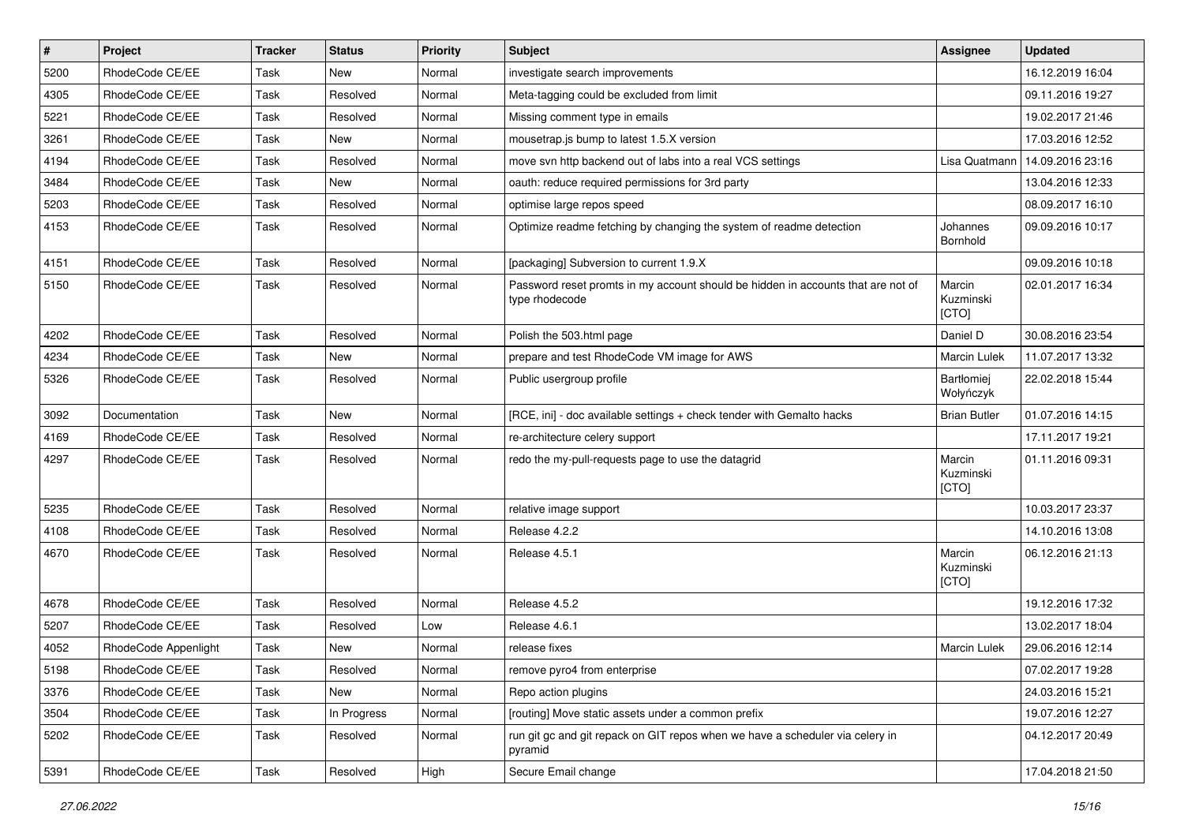| # | Project | Tracker | Status | Priority | Subject | Assignee | Updated |
|---|---|---|---|---|---|---|---|
| 5200 | RhodeCode CE/EE | Task | New | Normal | investigate search improvements | | 16.12.2019 16:04 |
| 4305 | RhodeCode CE/EE | Task | Resolved | Normal | Meta-tagging could be excluded from limit | | 09.11.2016 19:27 |
| 5221 | RhodeCode CE/EE | Task | Resolved | Normal | Missing comment type in emails | | 19.02.2017 21:46 |
| 3261 | RhodeCode CE/EE | Task | New | Normal | mousetrap.js bump to latest 1.5.X version | | 17.03.2016 12:52 |
| 4194 | RhodeCode CE/EE | Task | Resolved | Normal | move svn http backend out of labs into a real VCS settings | Lisa Quatmann | 14.09.2016 23:16 |
| 3484 | RhodeCode CE/EE | Task | New | Normal | oauth: reduce required permissions for 3rd party | | 13.04.2016 12:33 |
| 5203 | RhodeCode CE/EE | Task | Resolved | Normal | optimise large repos speed | | 08.09.2017 16:10 |
| 4153 | RhodeCode CE/EE | Task | Resolved | Normal | Optimize readme fetching by changing the system of readme detection | Johannes Bornhold | 09.09.2016 10:17 |
| 4151 | RhodeCode CE/EE | Task | Resolved | Normal | [packaging] Subversion to current 1.9.X | | 09.09.2016 10:18 |
| 5150 | RhodeCode CE/EE | Task | Resolved | Normal | Password reset promts in my account should be hidden in accounts that are not of type rhodecode | Marcin Kuzminski [CTO] | 02.01.2017 16:34 |
| 4202 | RhodeCode CE/EE | Task | Resolved | Normal | Polish the 503.html page | Daniel D | 30.08.2016 23:54 |
| 4234 | RhodeCode CE/EE | Task | New | Normal | prepare and test RhodeCode VM image for AWS | Marcin Lulek | 11.07.2017 13:32 |
| 5326 | RhodeCode CE/EE | Task | Resolved | Normal | Public usergroup profile | Bartłomiej Wołyńczyk | 22.02.2018 15:44 |
| 3092 | Documentation | Task | New | Normal | [RCE, ini] - doc available settings + check tender with Gemalto hacks | Brian Butler | 01.07.2016 14:15 |
| 4169 | RhodeCode CE/EE | Task | Resolved | Normal | re-architecture celery support | | 17.11.2017 19:21 |
| 4297 | RhodeCode CE/EE | Task | Resolved | Normal | redo the my-pull-requests page to use the datagrid | Marcin Kuzminski [CTO] | 01.11.2016 09:31 |
| 5235 | RhodeCode CE/EE | Task | Resolved | Normal | relative image support | | 10.03.2017 23:37 |
| 4108 | RhodeCode CE/EE | Task | Resolved | Normal | Release 4.2.2 | | 14.10.2016 13:08 |
| 4670 | RhodeCode CE/EE | Task | Resolved | Normal | Release 4.5.1 | Marcin Kuzminski [CTO] | 06.12.2016 21:13 |
| 4678 | RhodeCode CE/EE | Task | Resolved | Normal | Release 4.5.2 | | 19.12.2016 17:32 |
| 5207 | RhodeCode CE/EE | Task | Resolved | Low | Release 4.6.1 | | 13.02.2017 18:04 |
| 4052 | RhodeCode Appenlight | Task | New | Normal | release fixes | Marcin Lulek | 29.06.2016 12:14 |
| 5198 | RhodeCode CE/EE | Task | Resolved | Normal | remove pyro4 from enterprise | | 07.02.2017 19:28 |
| 3376 | RhodeCode CE/EE | Task | New | Normal | Repo action plugins | | 24.03.2016 15:21 |
| 3504 | RhodeCode CE/EE | Task | In Progress | Normal | [routing] Move static assets under a common prefix | | 19.07.2016 12:27 |
| 5202 | RhodeCode CE/EE | Task | Resolved | Normal | run git gc and git repack on GIT repos when we have a scheduler via celery in pyramid | | 04.12.2017 20:49 |
| 5391 | RhodeCode CE/EE | Task | Resolved | High | Secure Email change | | 17.04.2018 21:50 |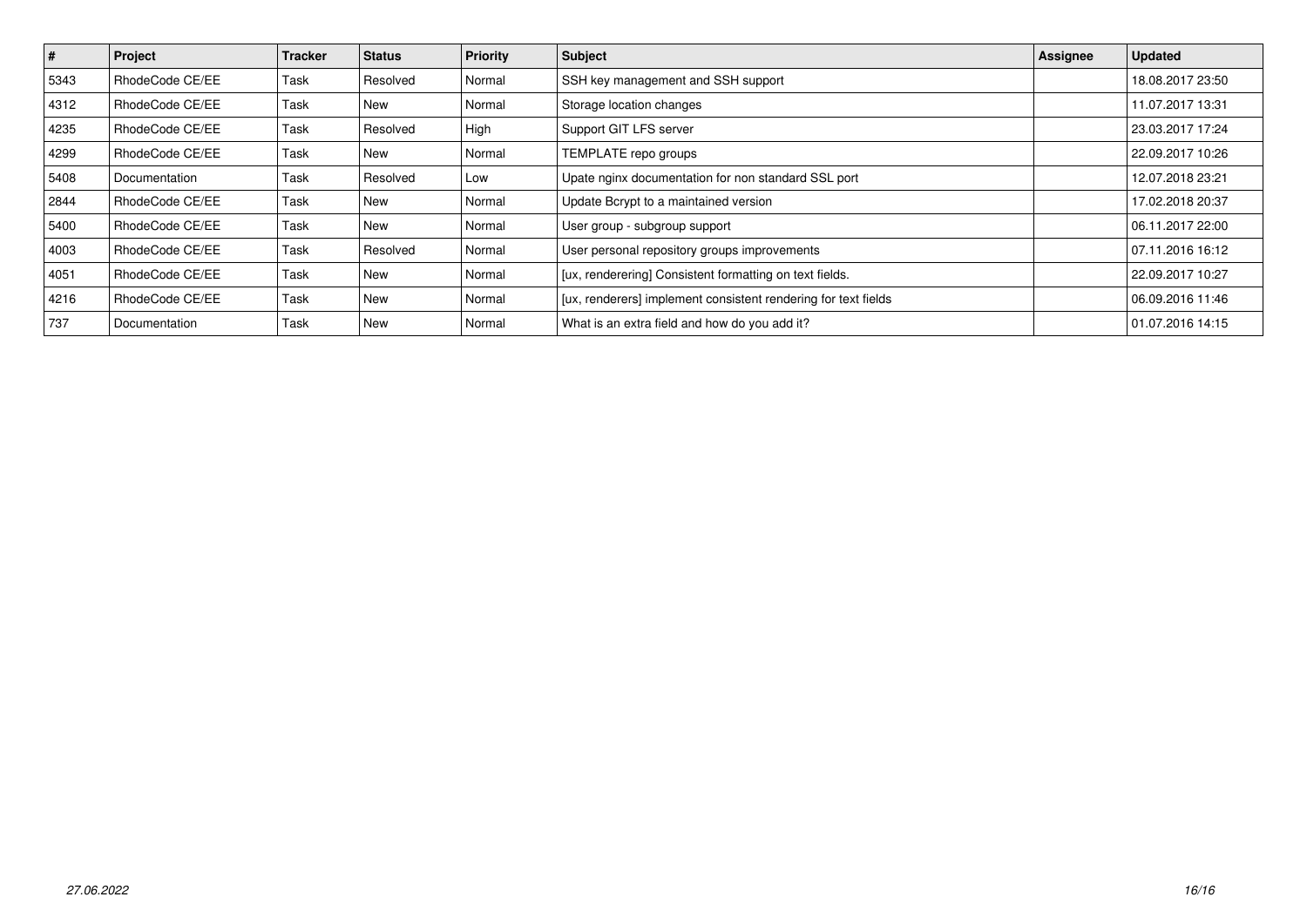| # | Project | Tracker | Status | Priority | Subject | Assignee | Updated |
|---|---|---|---|---|---|---|---|
| 5343 | RhodeCode CE/EE | Task | Resolved | Normal | SSH key management and SSH support | | 18.08.2017 23:50 |
| 4312 | RhodeCode CE/EE | Task | New | Normal | Storage location changes | | 11.07.2017 13:31 |
| 4235 | RhodeCode CE/EE | Task | Resolved | High | Support GIT LFS server | | 23.03.2017 17:24 |
| 4299 | RhodeCode CE/EE | Task | New | Normal | TEMPLATE repo groups | | 22.09.2017 10:26 |
| 5408 | Documentation | Task | Resolved | Low | Upate nginx documentation for non standard SSL port | | 12.07.2018 23:21 |
| 2844 | RhodeCode CE/EE | Task | New | Normal | Update Bcrypt to a maintained version | | 17.02.2018 20:37 |
| 5400 | RhodeCode CE/EE | Task | New | Normal | User group - subgroup support | | 06.11.2017 22:00 |
| 4003 | RhodeCode CE/EE | Task | Resolved | Normal | User personal repository groups improvements | | 07.11.2016 16:12 |
| 4051 | RhodeCode CE/EE | Task | New | Normal | [ux, renderering] Consistent formatting on text fields. | | 22.09.2017 10:27 |
| 4216 | RhodeCode CE/EE | Task | New | Normal | [ux, renderers] implement consistent rendering for text fields | | 06.09.2016 11:46 |
| 737 | Documentation | Task | New | Normal | What is an extra field and how do you add it? | | 01.07.2016 14:15 |